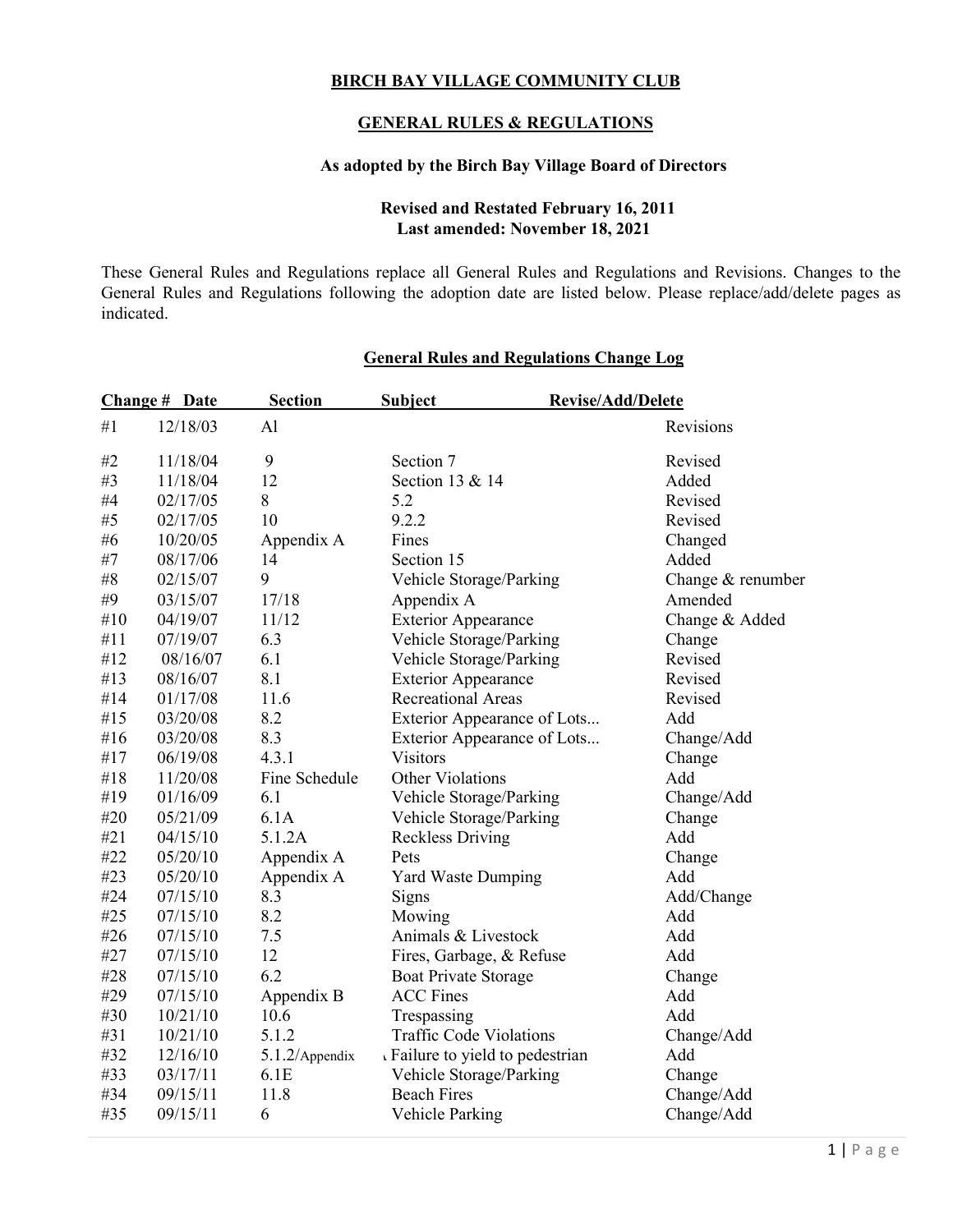**BIRCH BAY VILLAGE COMMUNITY CLUB**

**GENERAL RULES & REGULATIONS**

**As adopted by the Birch Bay Village Board of Directors**

**Revised and Restated February 16, 2011**
**Last amended: November 18, 2021**

These General Rules and Regulations replace all General Rules and Regulations and Revisions. Changes to the General Rules and Regulations following the adoption date are listed below. Please replace/add/delete pages as indicated.

**General Rules and Regulations Change Log**

| Change # | Date | Section | Subject | Revise/Add/Delete |
|---|---|---|---|---|
| #1 | 12/18/03 | Al | | Revisions |
| #2 | 11/18/04 | 9 | Section 7 | Revised |
| #3 | 11/18/04 | 12 | Section 13 & 14 | Added |
| #4 | 02/17/05 | 8 | 5.2 | Revised |
| #5 | 02/17/05 | 10 | 9.2.2 | Revised |
| #6 | 10/20/05 | Appendix A | Fines | Changed |
| #7 | 08/17/06 | 14 | Section 15 | Added |
| #8 | 02/15/07 | 9 | Vehicle Storage/Parking | Change & renumber |
| #9 | 03/15/07 | 17/18 | Appendix A | Amended |
| #10 | 04/19/07 | 11/12 | Exterior Appearance | Change & Added |
| #11 | 07/19/07 | 6.3 | Vehicle Storage/Parking | Change |
| #12 | 08/16/07 | 6.1 | Vehicle Storage/Parking | Revised |
| #13 | 08/16/07 | 8.1 | Exterior Appearance | Revised |
| #14 | 01/17/08 | 11.6 | Recreational Areas | Revised |
| #15 | 03/20/08 | 8.2 | Exterior Appearance of Lots... | Add |
| #16 | 03/20/08 | 8.3 | Exterior Appearance of Lots... | Change/Add |
| #17 | 06/19/08 | 4.3.1 | Visitors | Change |
| #18 | 11/20/08 | Fine Schedule | Other Violations | Add |
| #19 | 01/16/09 | 6.1 | Vehicle Storage/Parking | Change/Add |
| #20 | 05/21/09 | 6.1A | Vehicle Storage/Parking | Change |
| #21 | 04/15/10 | 5.1.2A | Reckless Driving | Add |
| #22 | 05/20/10 | Appendix A | Pets | Change |
| #23 | 05/20/10 | Appendix A | Yard Waste Dumping | Add |
| #24 | 07/15/10 | 8.3 | Signs | Add/Change |
| #25 | 07/15/10 | 8.2 | Mowing | Add |
| #26 | 07/15/10 | 7.5 | Animals & Livestock | Add |
| #27 | 07/15/10 | 12 | Fires, Garbage, & Refuse | Add |
| #28 | 07/15/10 | 6.2 | Boat Private Storage | Change |
| #29 | 07/15/10 | Appendix B | ACC Fines | Add |
| #30 | 10/21/10 | 10.6 | Trespassing | Add |
| #31 | 10/21/10 | 5.1.2 | Traffic Code Violations | Change/Add |
| #32 | 12/16/10 | 5.1.2/Appendix | Failure to yield to pedestrian | Add |
| #33 | 03/17/11 | 6.1E | Vehicle Storage/Parking | Change |
| #34 | 09/15/11 | 11.8 | Beach Fires | Change/Add |
| #35 | 09/15/11 | 6 | Vehicle Parking | Change/Add |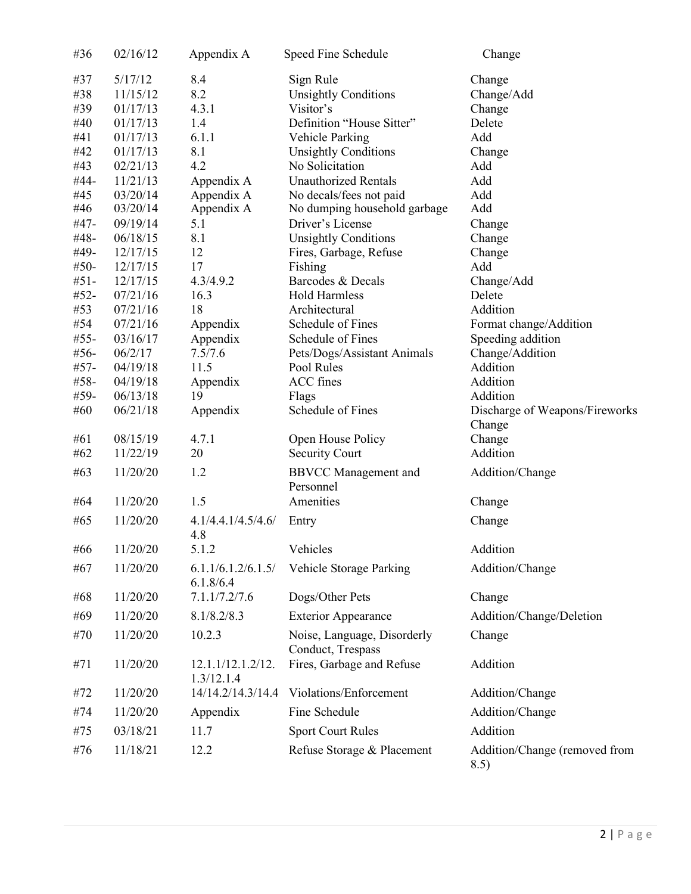| | | | | |
|---|---|---|---|---|
| #36 | 02/16/12 | Appendix A | Speed Fine Schedule | Change |
| #37 | 5/17/12 | 8.4 | Sign Rule | Change |
| #38 | 11/15/12 | 8.2 | Unsightly Conditions | Change/Add |
| #39 | 01/17/13 | 4.3.1 | Visitor's | Change |
| #40 | 01/17/13 | 1.4 | Definition "House Sitter" | Delete |
| #41 | 01/17/13 | 6.1.1 | Vehicle Parking | Add |
| #42 | 01/17/13 | 8.1 | Unsightly Conditions | Change |
| #43 | 02/21/13 | 4.2 | No Solicitation | Add |
| #44- | 11/21/13 | Appendix A | Unauthorized Rentals | Add |
| #45 | 03/20/14 | Appendix A | No decals/fees not paid | Add |
| #46 | 03/20/14 | Appendix A | No dumping household garbage | Add |
| #47- | 09/19/14 | 5.1 | Driver's License | Change |
| #48- | 06/18/15 | 8.1 | Unsightly Conditions | Change |
| #49- | 12/17/15 | 12 | Fires, Garbage, Refuse | Change |
| #50- | 12/17/15 | 17 | Fishing | Add |
| #51- | 12/17/15 | 4.3/4.9.2 | Barcodes & Decals | Change/Add |
| #52- | 07/21/16 | 16.3 | Hold Harmless | Delete |
| #53 | 07/21/16 | 18 | Architectural | Addition |
| #54 | 07/21/16 | Appendix | Schedule of Fines | Format change/Addition |
| #55- | 03/16/17 | Appendix | Schedule of Fines | Speeding addition |
| #56- | 06/2/17 | 7.5/7.6 | Pets/Dogs/Assistant Animals | Change/Addition |
| #57- | 04/19/18 | 11.5 | Pool Rules | Addition |
| #58- | 04/19/18 | Appendix | ACC fines | Addition |
| #59- | 06/13/18 | 19 | Flags | Addition |
| #60 | 06/21/18 | Appendix | Schedule of Fines | Discharge of Weapons/Fireworks Change |
| #61 | 08/15/19 | 4.7.1 | Open House Policy | Change |
| #62 | 11/22/19 | 20 | Security Court | Addition |
| #63 | 11/20/20 | 1.2 | BBVCC Management and Personnel | Addition/Change |
| #64 | 11/20/20 | 1.5 | Amenities | Change |
| #65 | 11/20/20 | 4.1/4.4.1/4.5/4.6/4.8 | Entry | Change |
| #66 | 11/20/20 | 5.1.2 | Vehicles | Addition |
| #67 | 11/20/20 | 6.1.1/6.1.2/6.1.5/6.1.8/6.4 | Vehicle Storage Parking | Addition/Change |
| #68 | 11/20/20 | 7.1.1/7.2/7.6 | Dogs/Other Pets | Change |
| #69 | 11/20/20 | 8.1/8.2/8.3 | Exterior Appearance | Addition/Change/Deletion |
| #70 | 11/20/20 | 10.2.3 | Noise, Language, Disorderly Conduct, Trespass | Change |
| #71 | 11/20/20 | 12.1.1/12.1.2/12.1.3/12.1.4 | Fires, Garbage and Refuse | Addition |
| #72 | 11/20/20 | 14/14.2/14.3/14.4 | Violations/Enforcement | Addition/Change |
| #74 | 11/20/20 | Appendix | Fine Schedule | Addition/Change |
| #75 | 03/18/21 | 11.7 | Sport Court Rules | Addition |
| #76 | 11/18/21 | 12.2 | Refuse Storage & Placement | Addition/Change (removed from 8.5) |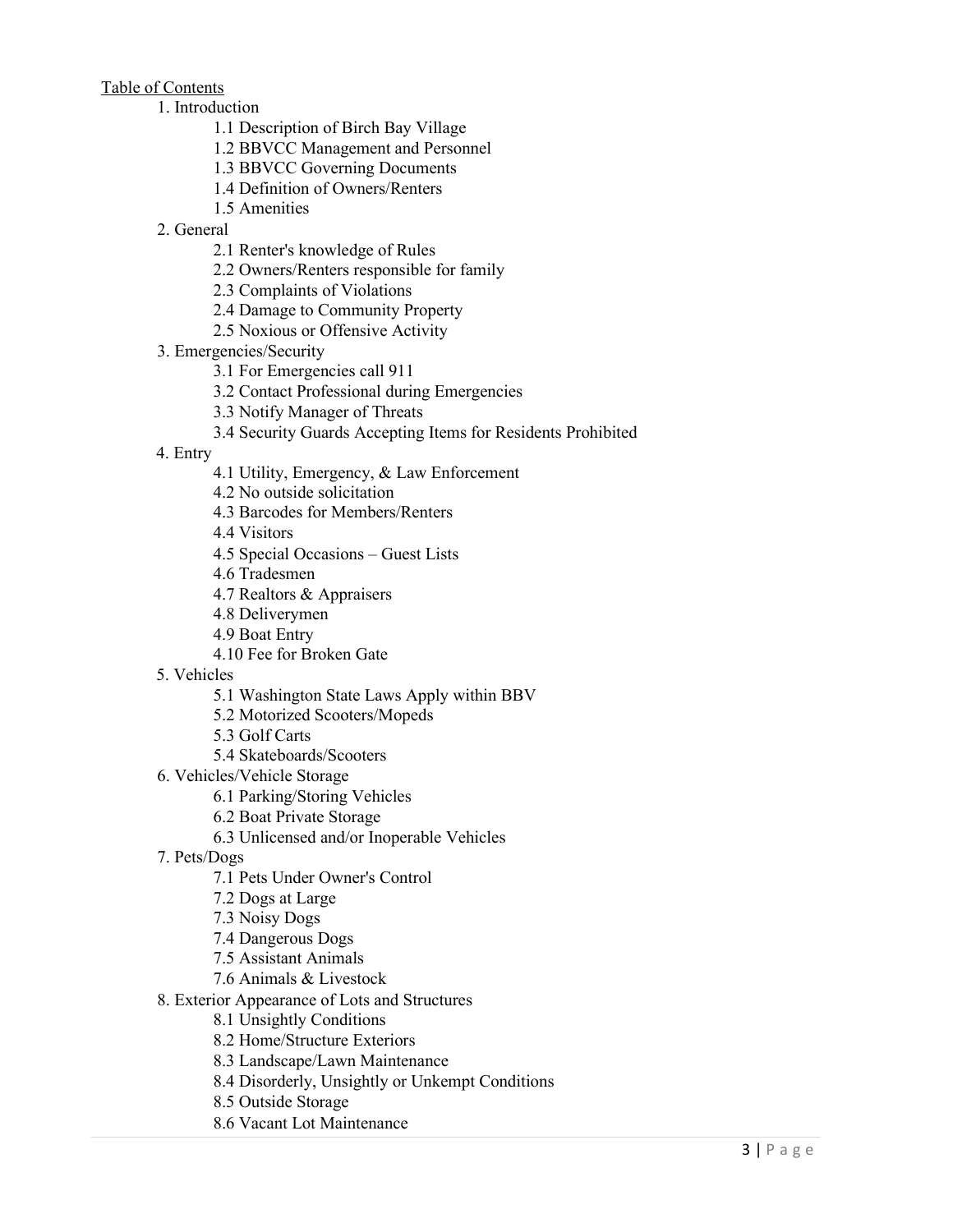Table of Contents

1. Introduction
    - 1.1 Description of Birch Bay Village
    - 1.2 BBVCC Management and Personnel
    - 1.3 BBVCC Governing Documents
    - 1.4 Definition of Owners/Renters
    - 1.5 Amenities
2. General
    - 2.1 Renter's knowledge of Rules
    - 2.2 Owners/Renters responsible for family
    - 2.3 Complaints of Violations
    - 2.4 Damage to Community Property
    - 2.5 Noxious or Offensive Activity
3. Emergencies/Security
    - 3.1 For Emergencies call 911
    - 3.2 Contact Professional during Emergencies
    - 3.3 Notify Manager of Threats
    - 3.4 Security Guards Accepting Items for Residents Prohibited
4. Entry
    - 4.1 Utility, Emergency, & Law Enforcement
    - 4.2 No outside solicitation
    - 4.3 Barcodes for Members/Renters
    - 4.4 Visitors
    - 4.5 Special Occasions – Guest Lists
    - 4.6 Tradesmen
    - 4.7 Realtors & Appraisers
    - 4.8 Deliverymen
    - 4.9 Boat Entry
    - 4.10 Fee for Broken Gate
5. Vehicles
    - 5.1 Washington State Laws Apply within BBV
    - 5.2 Motorized Scooters/Mopeds
    - 5.3 Golf Carts
    - 5.4 Skateboards/Scooters
6. Vehicles/Vehicle Storage
    - 6.1 Parking/Storing Vehicles
    - 6.2 Boat Private Storage
    - 6.3 Unlicensed and/or Inoperable Vehicles
7. Pets/Dogs
    - 7.1 Pets Under Owner's Control
    - 7.2 Dogs at Large
    - 7.3 Noisy Dogs
    - 7.4 Dangerous Dogs
    - 7.5 Assistant Animals
    - 7.6 Animals & Livestock
8. Exterior Appearance of Lots and Structures
    - 8.1 Unsightly Conditions
    - 8.2 Home/Structure Exteriors
    - 8.3 Landscape/Lawn Maintenance
    - 8.4 Disorderly, Unsightly or Unkempt Conditions
    - 8.5 Outside Storage
    - 8.6 Vacant Lot Maintenance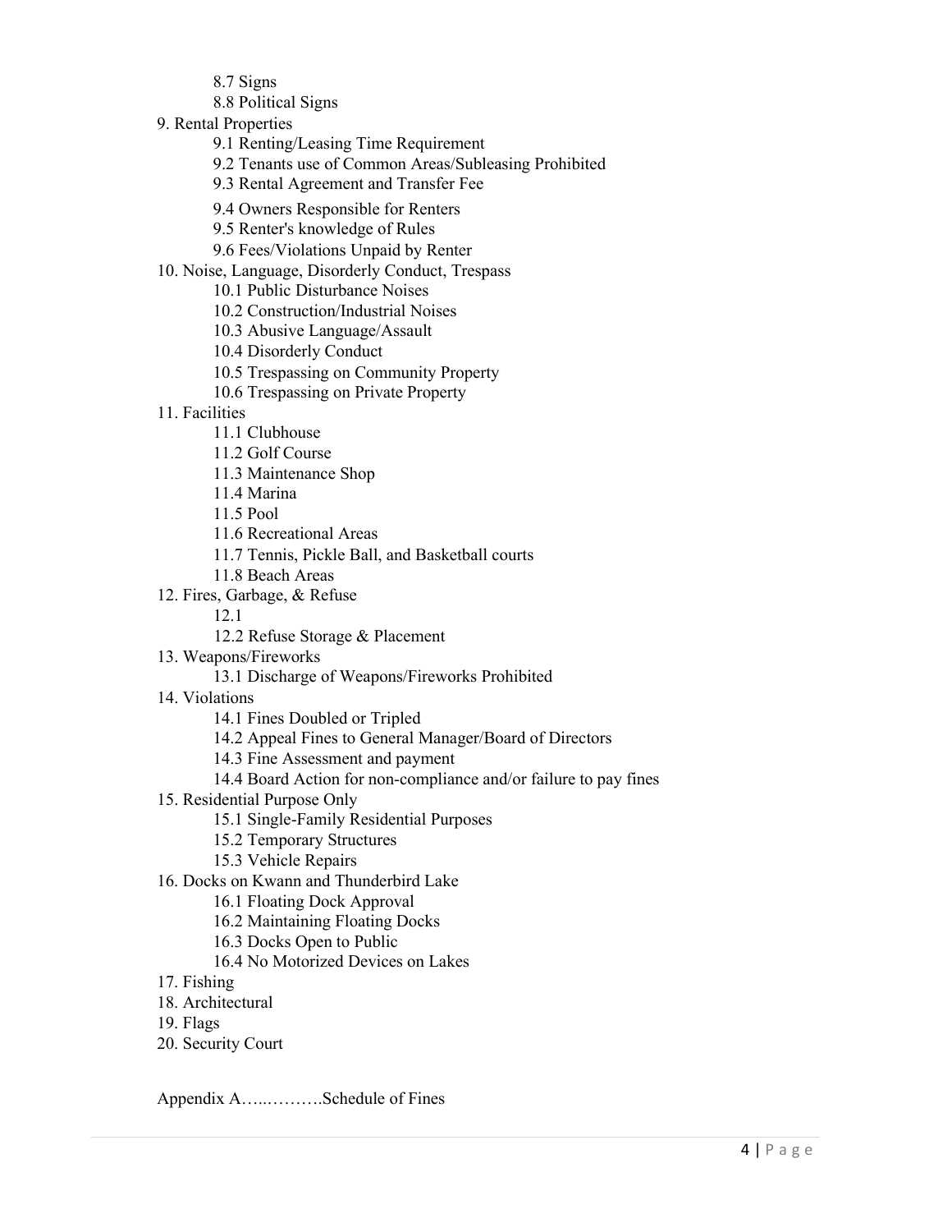- 8.7 Signs
- 8.8 Political Signs

9. Rental Properties
   - 9.1 Renting/Leasing Time Requirement
   - 9.2 Tenants use of Common Areas/Subleasing Prohibited
   - 9.3 Rental Agreement and Transfer Fee
   - 9.4 Owners Responsible for Renters
   - 9.5 Renter's knowledge of Rules
   - 9.6 Fees/Violations Unpaid by Renter
10. Noise, Language, Disorderly Conduct, Trespass
    - 10.1 Public Disturbance Noises
    - 10.2 Construction/Industrial Noises
    - 10.3 Abusive Language/Assault
    - 10.4 Disorderly Conduct
    - 10.5 Trespassing on Community Property
    - 10.6 Trespassing on Private Property
11. Facilities
    - 11.1 Clubhouse
    - 11.2 Golf Course
    - 11.3 Maintenance Shop
    - 11.4 Marina
    - 11.5 Pool
    - 11.6 Recreational Areas
    - 11.7 Tennis, Pickle Ball, and Basketball courts
    - 11.8 Beach Areas
12. Fires, Garbage, & Refuse
    - 12.1
    - 12.2 Refuse Storage & Placement
13. Weapons/Fireworks
    - 13.1 Discharge of Weapons/Fireworks Prohibited
14. Violations
    - 14.1 Fines Doubled or Tripled
    - 14.2 Appeal Fines to General Manager/Board of Directors
    - 14.3 Fine Assessment and payment
    - 14.4 Board Action for non-compliance and/or failure to pay fines
15. Residential Purpose Only
    - 15.1 Single-Family Residential Purposes
    - 15.2 Temporary Structures
    - 15.3 Vehicle Repairs
16. Docks on Kwann and Thunderbird Lake
    - 16.1 Floating Dock Approval
    - 16.2 Maintaining Floating Docks
    - 16.3 Docks Open to Public
    - 16.4 No Motorized Devices on Lakes
17. Fishing
18. Architectural
19. Flags
20. Security Court

Appendix A…..……….Schedule of Fines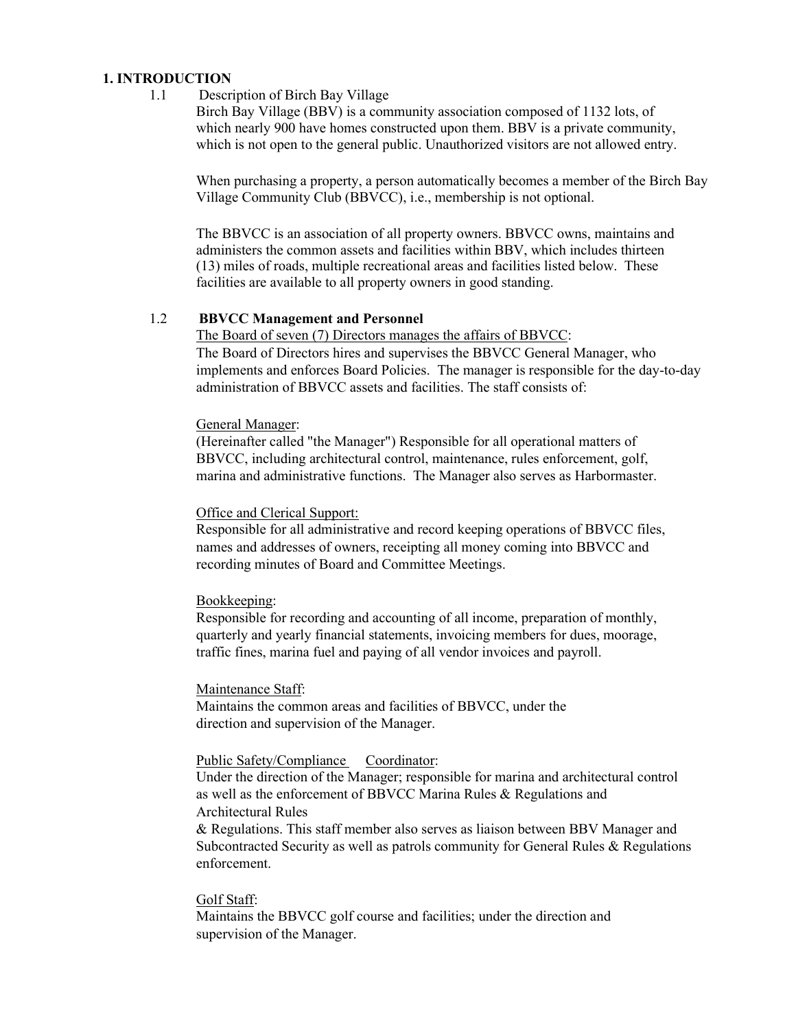# 1. INTRODUCTION

1.1 Description of Birch Bay Village

Birch Bay Village (BBV) is a community association composed of 1132 lots, of which nearly 900 have homes constructed upon them. BBV is a private community, which is not open to the general public. Unauthorized visitors are not allowed entry.

When purchasing a property, a person automatically becomes a member of the Birch Bay Village Community Club (BBVCC), i.e., membership is not optional.

The BBVCC is an association of all property owners. BBVCC owns, maintains and administers the common assets and facilities within BBV, which includes thirteen (13) miles of roads, multiple recreational areas and facilities listed below. These facilities are available to all property owners in good standing.

1.2 **BBVCC Management and Personnel**

The Board of seven (7) Directors manages the affairs of BBVCC:

The Board of Directors hires and supervises the BBVCC General Manager, who implements and enforces Board Policies. The manager is responsible for the day-to-day administration of BBVCC assets and facilities. The staff consists of:

General Manager:

(Hereinafter called "the Manager") Responsible for all operational matters of BBVCC, including architectural control, maintenance, rules enforcement, golf, marina and administrative functions. The Manager also serves as Harbormaster.

Office and Clerical Support:

Responsible for all administrative and record keeping operations of BBVCC files, names and addresses of owners, receipting all money coming into BBVCC and recording minutes of Board and Committee Meetings.

Bookkeeping:

Responsible for recording and accounting of all income, preparation of monthly, quarterly and yearly financial statements, invoicing members for dues, moorage, traffic fines, marina fuel and paying of all vendor invoices and payroll.

Maintenance Staff:

Maintains the common areas and facilities of BBVCC, under the direction and supervision of the Manager.

Public Safety/Compliance Coordinator:

Under the direction of the Manager; responsible for marina and architectural control as well as the enforcement of BBVCC Marina Rules & Regulations and Architectural Rules & Regulations. This staff member also serves as liaison between BBV Manager and Subcontracted Security as well as patrols community for General Rules & Regulations enforcement.

Golf Staff:

Maintains the BBVCC golf course and facilities; under the direction and supervision of the Manager.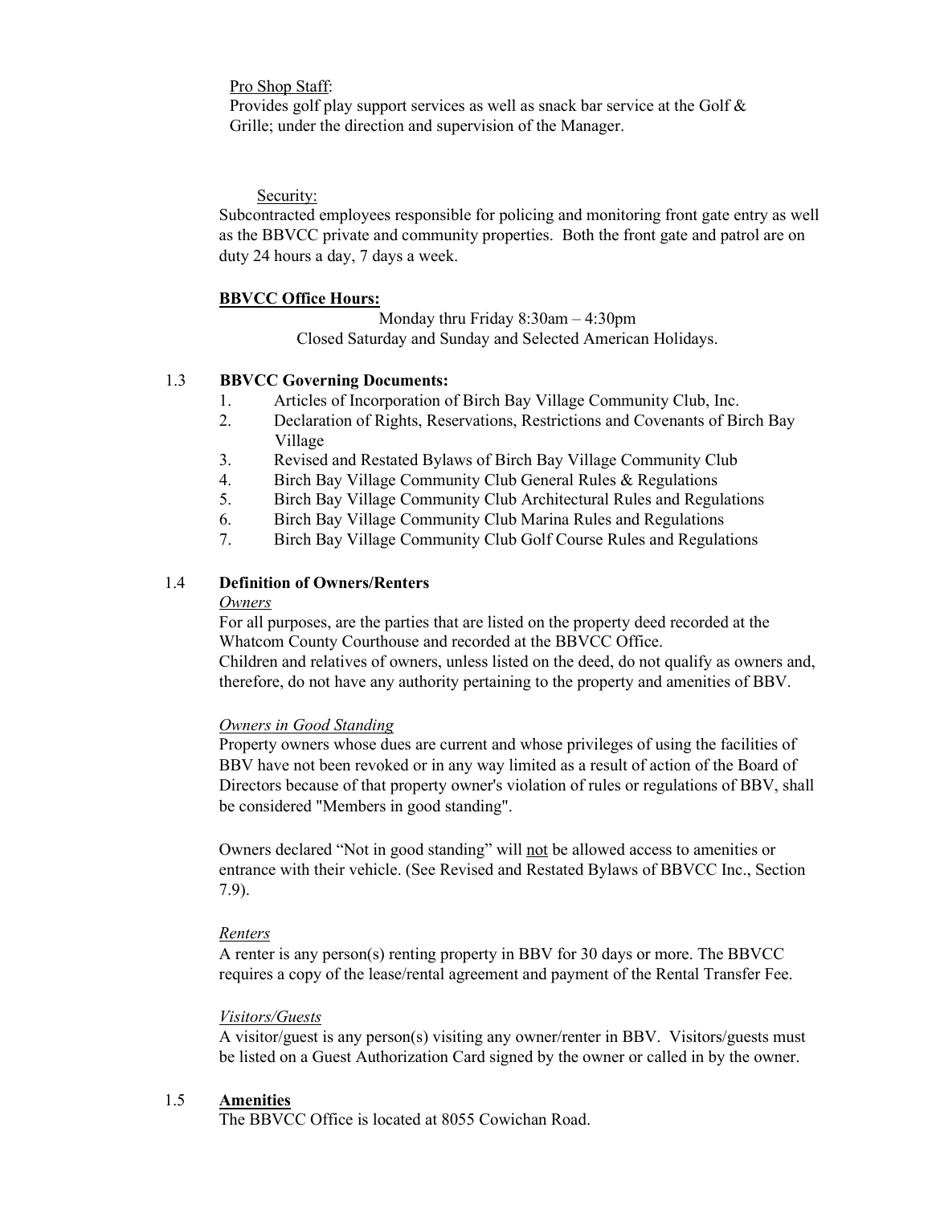Pro Shop Staff:

Provides golf play support services as well as snack bar service at the Golf & Grille; under the direction and supervision of the Manager.

Security:

Subcontracted employees responsible for policing and monitoring front gate entry as well as the BBVCC private and community properties. Both the front gate and patrol are on duty 24 hours a day, 7 days a week.

**BBVCC Office Hours:**

Monday thru Friday 8:30am – 4:30pm
Closed Saturday and Sunday and Selected American Holidays.

## 1.3 BBVCC Governing Documents:

1. Articles of Incorporation of Birch Bay Village Community Club, Inc.
2. Declaration of Rights, Reservations, Restrictions and Covenants of Birch Bay Village
3. Revised and Restated Bylaws of Birch Bay Village Community Club
4. Birch Bay Village Community Club General Rules & Regulations
5. Birch Bay Village Community Club Architectural Rules and Regulations
6. Birch Bay Village Community Club Marina Rules and Regulations
7. Birch Bay Village Community Club Golf Course Rules and Regulations

## 1.4 Definition of Owners/Renters

*Owners*

For all purposes, are the parties that are listed on the property deed recorded at the Whatcom County Courthouse and recorded at the BBVCC Office.
Children and relatives of owners, unless listed on the deed, do not qualify as owners and, therefore, do not have any authority pertaining to the property and amenities of BBV.

*Owners in Good Standing*

Property owners whose dues are current and whose privileges of using the facilities of BBV have not been revoked or in any way limited as a result of action of the Board of Directors because of that property owner's violation of rules or regulations of BBV, shall be considered "Members in good standing".

Owners declared "Not in good standing" will not be allowed access to amenities or entrance with their vehicle. (See Revised and Restated Bylaws of BBVCC Inc., Section 7.9).

*Renters*

A renter is any person(s) renting property in BBV for 30 days or more. The BBVCC requires a copy of the lease/rental agreement and payment of the Rental Transfer Fee.

*Visitors/Guests*

A visitor/guest is any person(s) visiting any owner/renter in BBV. Visitors/guests must be listed on a Guest Authorization Card signed by the owner or called in by the owner.

## 1.5 Amenities

The BBVCC Office is located at 8055 Cowichan Road.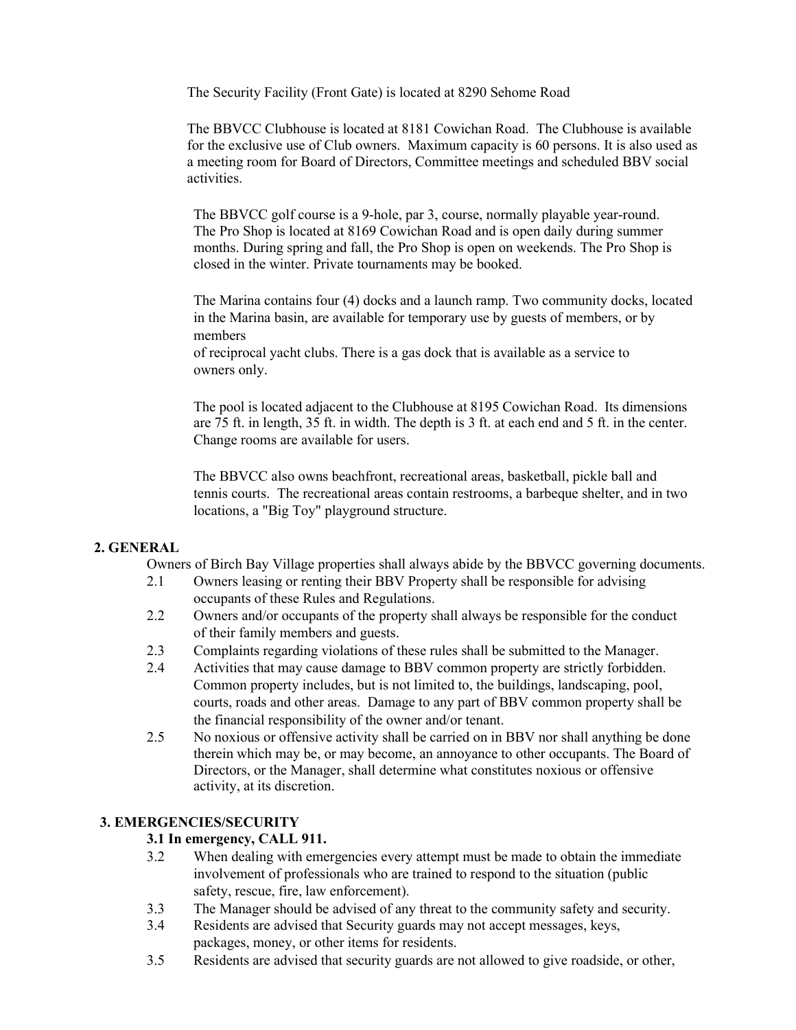The Security Facility (Front Gate) is located at 8290 Sehome Road

The BBVCC Clubhouse is located at 8181 Cowichan Road. The Clubhouse is available for the exclusive use of Club owners. Maximum capacity is 60 persons. It is also used as a meeting room for Board of Directors, Committee meetings and scheduled BBV social activities.

The BBVCC golf course is a 9-hole, par 3, course, normally playable year-round. The Pro Shop is located at 8169 Cowichan Road and is open daily during summer months. During spring and fall, the Pro Shop is open on weekends. The Pro Shop is closed in the winter. Private tournaments may be booked.

The Marina contains four (4) docks and a launch ramp. Two community docks, located in the Marina basin, are available for temporary use by guests of members, or by members of reciprocal yacht clubs. There is a gas dock that is available as a service to owners only.

The pool is located adjacent to the Clubhouse at 8195 Cowichan Road. Its dimensions are 75 ft. in length, 35 ft. in width. The depth is 3 ft. at each end and 5 ft. in the center. Change rooms are available for users.

The BBVCC also owns beachfront, recreational areas, basketball, pickle ball and tennis courts. The recreational areas contain restrooms, a barbeque shelter, and in two locations, a "Big Toy" playground structure.

## 2. GENERAL

Owners of Birch Bay Village properties shall always abide by the BBVCC governing documents.

2.1 Owners leasing or renting their BBV Property shall be responsible for advising occupants of these Rules and Regulations.

2.2 Owners and/or occupants of the property shall always be responsible for the conduct of their family members and guests.

2.3 Complaints regarding violations of these rules shall be submitted to the Manager.

2.4 Activities that may cause damage to BBV common property are strictly forbidden. Common property includes, but is not limited to, the buildings, landscaping, pool, courts, roads and other areas. Damage to any part of BBV common property shall be the financial responsibility of the owner and/or tenant.

2.5 No noxious or offensive activity shall be carried on in BBV nor shall anything be done therein which may be, or may become, an annoyance to other occupants. The Board of Directors, or the Manager, shall determine what constitutes noxious or offensive activity, at its discretion.

## 3. EMERGENCIES/SECURITY

**3.1 In emergency, CALL 911.**

3.2 When dealing with emergencies every attempt must be made to obtain the immediate involvement of professionals who are trained to respond to the situation (public safety, rescue, fire, law enforcement).

3.3 The Manager should be advised of any threat to the community safety and security.

3.4 Residents are advised that Security guards may not accept messages, keys, packages, money, or other items for residents.

3.5 Residents are advised that security guards are not allowed to give roadside, or other,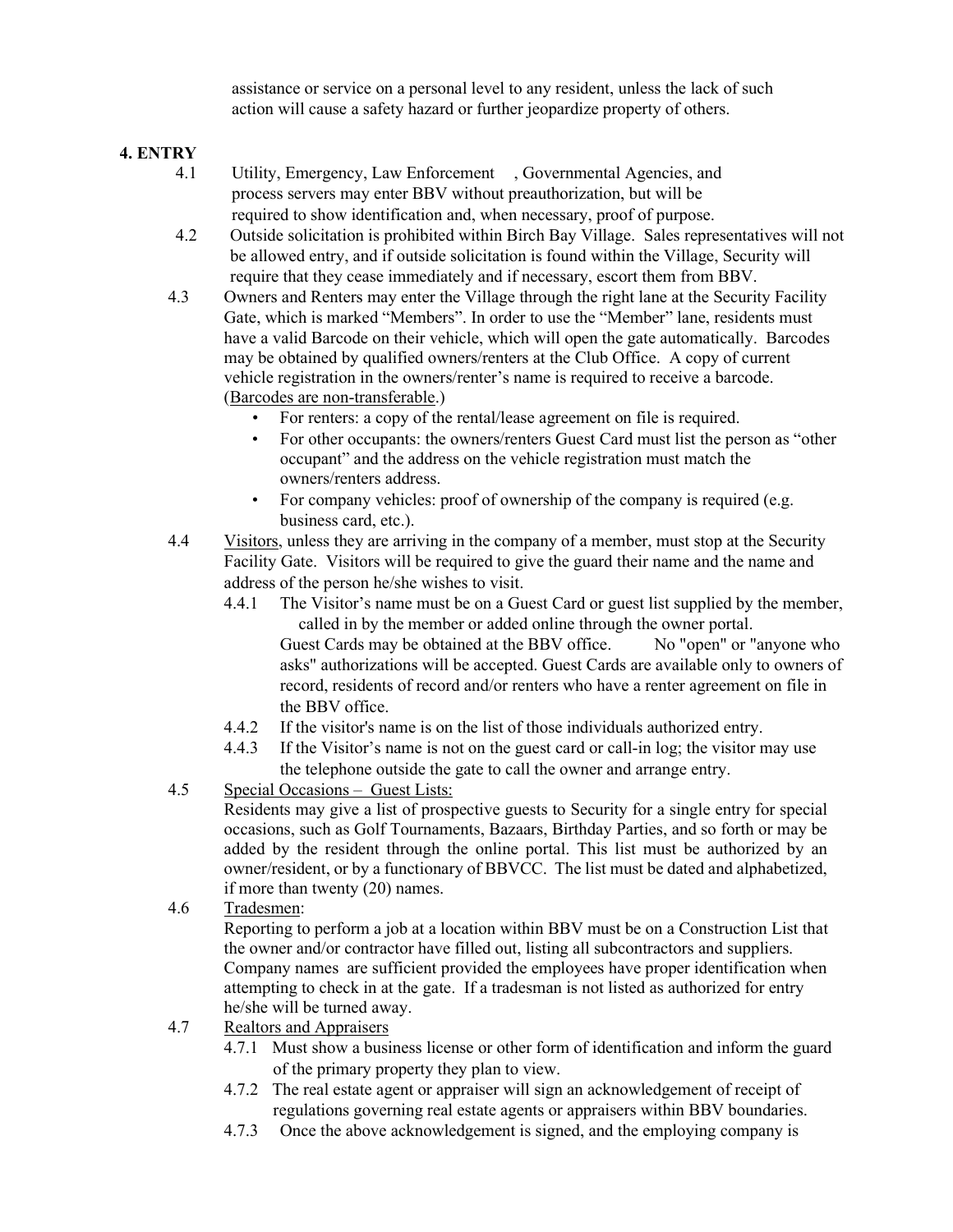assistance or service on a personal level to any resident, unless the lack of such action will cause a safety hazard or further jeopardize property of others.

## 4. ENTRY

4.1 Utility, Emergency, Law Enforcement , Governmental Agencies, and process servers may enter BBV without preauthorization, but will be required to show identification and, when necessary, proof of purpose.

4.2 Outside solicitation is prohibited within Birch Bay Village. Sales representatives will not be allowed entry, and if outside solicitation is found within the Village, Security will require that they cease immediately and if necessary, escort them from BBV.

4.3 Owners and Renters may enter the Village through the right lane at the Security Facility Gate, which is marked "Members". In order to use the "Member" lane, residents must have a valid Barcode on their vehicle, which will open the gate automatically. Barcodes may be obtained by qualified owners/renters at the Club Office. A copy of current vehicle registration in the owners/renter's name is required to receive a barcode. (Barcodes are non-transferable.)

- For renters: a copy of the rental/lease agreement on file is required.
- For other occupants: the owners/renters Guest Card must list the person as "other occupant" and the address on the vehicle registration must match the owners/renters address.
- For company vehicles: proof of ownership of the company is required (e.g. business card, etc.).

4.4 Visitors, unless they are arriving in the company of a member, must stop at the Security Facility Gate. Visitors will be required to give the guard their name and the name and address of the person he/she wishes to visit.

4.4.1 The Visitor's name must be on a Guest Card or guest list supplied by the member, called in by the member or added online through the owner portal. Guest Cards may be obtained at the BBV office. No "open" or "anyone who asks" authorizations will be accepted. Guest Cards are available only to owners of record, residents of record and/or renters who have a renter agreement on file in the BBV office.

4.4.2 If the visitor's name is on the list of those individuals authorized entry.

4.4.3 If the Visitor's name is not on the guest card or call-in log; the visitor may use the telephone outside the gate to call the owner and arrange entry.

4.5 Special Occasions – Guest Lists:

Residents may give a list of prospective guests to Security for a single entry for special occasions, such as Golf Tournaments, Bazaars, Birthday Parties, and so forth or may be added by the resident through the online portal. This list must be authorized by an owner/resident, or by a functionary of BBVCC. The list must be dated and alphabetized, if more than twenty (20) names.

4.6 Tradesmen:

Reporting to perform a job at a location within BBV must be on a Construction List that the owner and/or contractor have filled out, listing all subcontractors and suppliers. Company names are sufficient provided the employees have proper identification when attempting to check in at the gate. If a tradesman is not listed as authorized for entry he/she will be turned away.

4.7 Realtors and Appraisers

4.7.1 Must show a business license or other form of identification and inform the guard of the primary property they plan to view.

4.7.2 The real estate agent or appraiser will sign an acknowledgement of receipt of regulations governing real estate agents or appraisers within BBV boundaries.

4.7.3 Once the above acknowledgement is signed, and the employing company is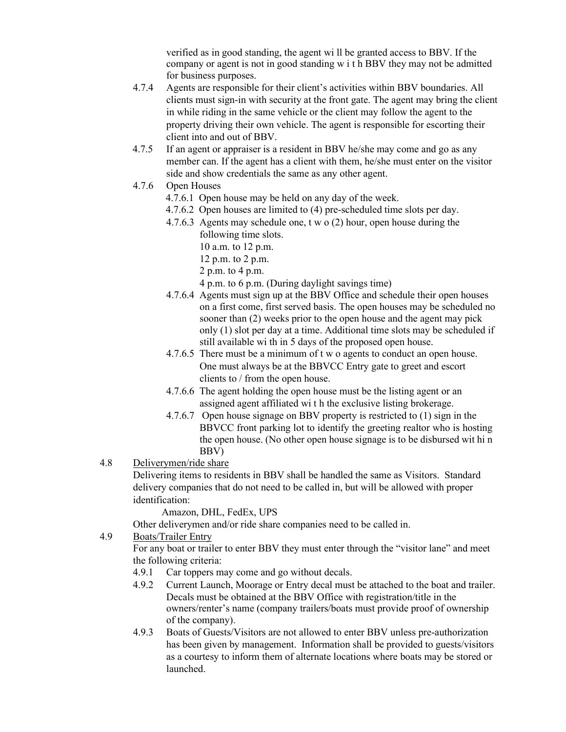verified as in good standing, the agent will be granted access to BBV. If the company or agent is not in good standing with BBV they may not be admitted for business purposes.

4.7.4 Agents are responsible for their client's activities within BBV boundaries. All clients must sign-in with security at the front gate. The agent may bring the client in while riding in the same vehicle or the client may follow the agent to the property driving their own vehicle. The agent is responsible for escorting their client into and out of BBV.

4.7.5 If an agent or appraiser is a resident in BBV he/she may come and go as any member can. If the agent has a client with them, he/she must enter on the visitor side and show credentials the same as any other agent.

4.7.6 Open Houses

- 4.7.6.1 Open house may be held on any day of the week.
- 4.7.6.2 Open houses are limited to (4) pre-scheduled time slots per day.
- 4.7.6.3 Agents may schedule one, two (2) hour, open house during the following time slots.
  - 10 a.m. to 12 p.m.
  - 12 p.m. to 2 p.m.
  - 2 p.m. to 4 p.m.
  - 4 p.m. to 6 p.m. (During daylight savings time)
- 4.7.6.4 Agents must sign up at the BBV Office and schedule their open houses on a first come, first served basis. The open houses may be scheduled no sooner than (2) weeks prior to the open house and the agent may pick only (1) slot per day at a time. Additional time slots may be scheduled if still available within 5 days of the proposed open house.
- 4.7.6.5 There must be a minimum of two agents to conduct an open house. One must always be at the BBVCC Entry gate to greet and escort clients to / from the open house.
- 4.7.6.6 The agent holding the open house must be the listing agent or an assigned agent affiliated with the exclusive listing brokerage.
- 4.7.6.7 Open house signage on BBV property is restricted to (1) sign in the BBVCC front parking lot to identify the greeting realtor who is hosting the open house. (No other open house signage is to be disbursed within BBV)

4.8 <u>Deliverymen/ride share</u>

Delivering items to residents in BBV shall be handled the same as Visitors. Standard delivery companies that do not need to be called in, but will be allowed with proper identification:

Amazon, DHL, FedEx, UPS

Other deliverymen and/or ride share companies need to be called in.

4.9 <u>Boats/Trailer Entry</u>

For any boat or trailer to enter BBV they must enter through the "visitor lane" and meet the following criteria:

4.9.1 Car toppers may come and go without decals.

4.9.2 Current Launch, Moorage or Entry decal must be attached to the boat and trailer. Decals must be obtained at the BBV Office with registration/title in the owners/renter's name (company trailers/boats must provide proof of ownership of the company).

4.9.3 Boats of Guests/Visitors are not allowed to enter BBV unless pre-authorization has been given by management. Information shall be provided to guests/visitors as a courtesy to inform them of alternate locations where boats may be stored or launched.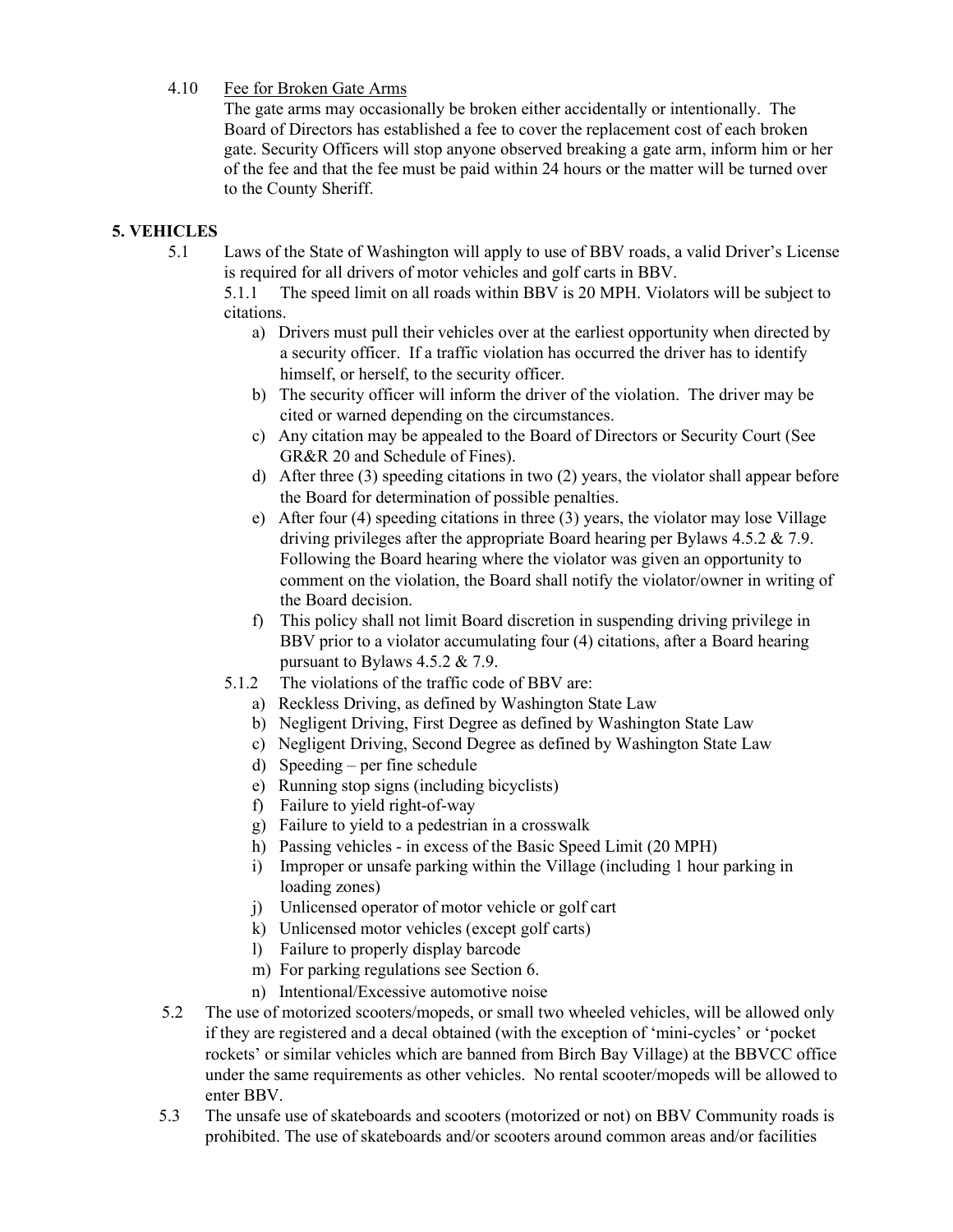4.10 Fee for Broken Gate Arms

The gate arms may occasionally be broken either accidentally or intentionally. The Board of Directors has established a fee to cover the replacement cost of each broken gate. Security Officers will stop anyone observed breaking a gate arm, inform him or her of the fee and that the fee must be paid within 24 hours or the matter will be turned over to the County Sheriff.

## 5. VEHICLES

5.1 Laws of the State of Washington will apply to use of BBV roads, a valid Driver's License is required for all drivers of motor vehicles and golf carts in BBV.

5.1.1 The speed limit on all roads within BBV is 20 MPH. Violators will be subject to citations.

a) Drivers must pull their vehicles over at the earliest opportunity when directed by a security officer. If a traffic violation has occurred the driver has to identify himself, or herself, to the security officer.

b) The security officer will inform the driver of the violation. The driver may be cited or warned depending on the circumstances.

c) Any citation may be appealed to the Board of Directors or Security Court (See GR&R 20 and Schedule of Fines).

d) After three (3) speeding citations in two (2) years, the violator shall appear before the Board for determination of possible penalties.

e) After four (4) speeding citations in three (3) years, the violator may lose Village driving privileges after the appropriate Board hearing per Bylaws 4.5.2 & 7.9. Following the Board hearing where the violator was given an opportunity to comment on the violation, the Board shall notify the violator/owner in writing of the Board decision.

f) This policy shall not limit Board discretion in suspending driving privilege in BBV prior to a violator accumulating four (4) citations, after a Board hearing pursuant to Bylaws 4.5.2 & 7.9.

5.1.2 The violations of the traffic code of BBV are:

a) Reckless Driving, as defined by Washington State Law
b) Negligent Driving, First Degree as defined by Washington State Law
c) Negligent Driving, Second Degree as defined by Washington State Law
d) Speeding – per fine schedule
e) Running stop signs (including bicyclists)
f) Failure to yield right-of-way
g) Failure to yield to a pedestrian in a crosswalk
h) Passing vehicles - in excess of the Basic Speed Limit (20 MPH)
i) Improper or unsafe parking within the Village (including 1 hour parking in loading zones)
j) Unlicensed operator of motor vehicle or golf cart
k) Unlicensed motor vehicles (except golf carts)
l) Failure to properly display barcode
m) For parking regulations see Section 6.
n) Intentional/Excessive automotive noise

5.2 The use of motorized scooters/mopeds, or small two wheeled vehicles, will be allowed only if they are registered and a decal obtained (with the exception of 'mini-cycles' or 'pocket rockets' or similar vehicles which are banned from Birch Bay Village) at the BBVCC office under the same requirements as other vehicles. No rental scooter/mopeds will be allowed to enter BBV.

5.3 The unsafe use of skateboards and scooters (motorized or not) on BBV Community roads is prohibited. The use of skateboards and/or scooters around common areas and/or facilities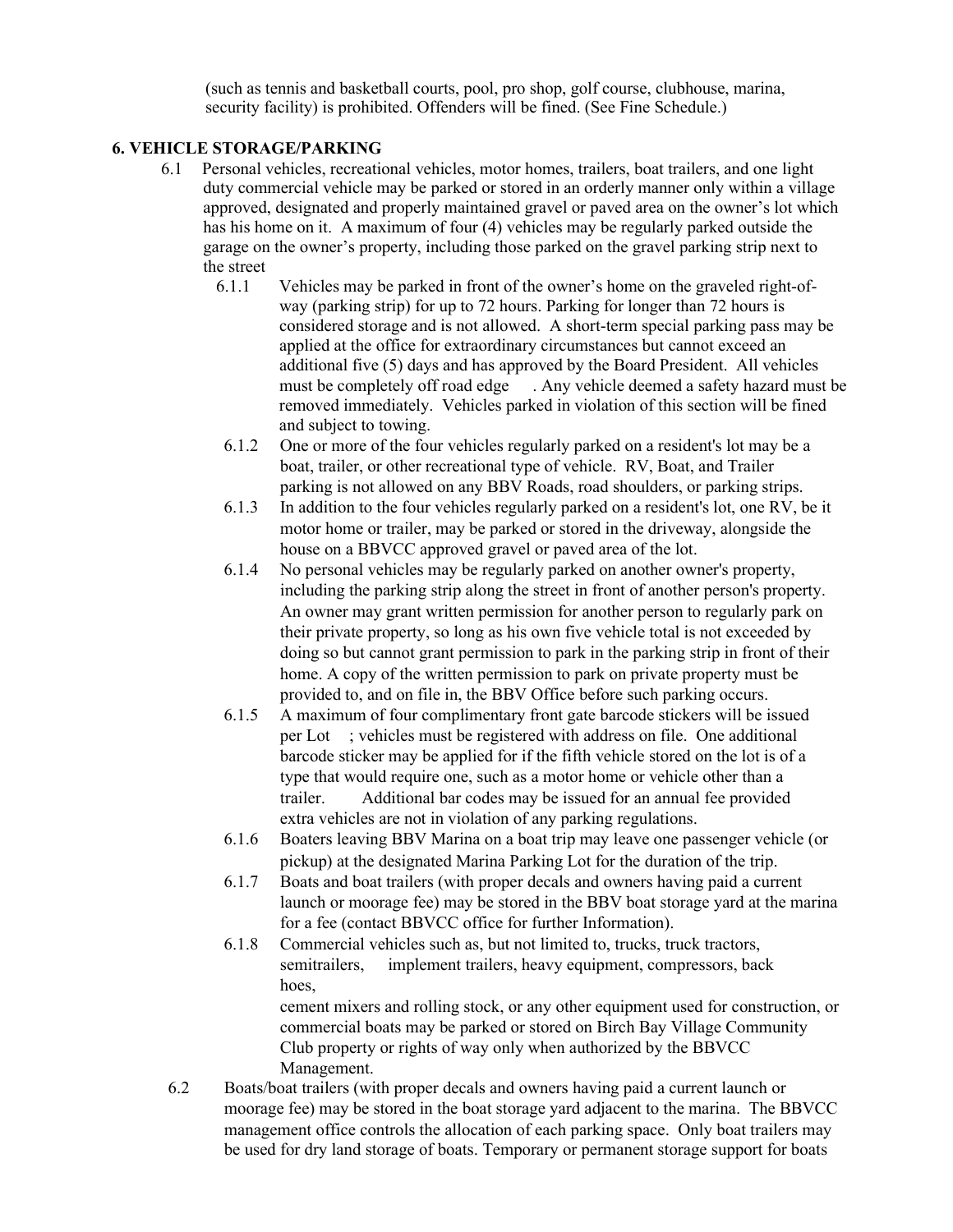(such as tennis and basketball courts, pool, pro shop, golf course, clubhouse, marina, security facility) is prohibited. Offenders will be fined. (See Fine Schedule.)

**6. VEHICLE STORAGE/PARKING**

6.1 Personal vehicles, recreational vehicles, motor homes, trailers, boat trailers, and one light duty commercial vehicle may be parked or stored in an orderly manner only within a village approved, designated and properly maintained gravel or paved area on the owner's lot which has his home on it. A maximum of four (4) vehicles may be regularly parked outside the garage on the owner's property, including those parked on the gravel parking strip next to the street

6.1.1 Vehicles may be parked in front of the owner's home on the graveled right-of-way (parking strip) for up to 72 hours. Parking for longer than 72 hours is considered storage and is not allowed. A short-term special parking pass may be applied at the office for extraordinary circumstances but cannot exceed an additional five (5) days and has approved by the Board President. All vehicles must be completely off road edge . Any vehicle deemed a safety hazard must be removed immediately. Vehicles parked in violation of this section will be fined and subject to towing.

6.1.2 One or more of the four vehicles regularly parked on a resident's lot may be a boat, trailer, or other recreational type of vehicle. RV, Boat, and Trailer parking is not allowed on any BBV Roads, road shoulders, or parking strips.

6.1.3 In addition to the four vehicles regularly parked on a resident's lot, one RV, be it motor home or trailer, may be parked or stored in the driveway, alongside the house on a BBVCC approved gravel or paved area of the lot.

6.1.4 No personal vehicles may be regularly parked on another owner's property, including the parking strip along the street in front of another person's property. An owner may grant written permission for another person to regularly park on their private property, so long as his own five vehicle total is not exceeded by doing so but cannot grant permission to park in the parking strip in front of their home. A copy of the written permission to park on private property must be provided to, and on file in, the BBV Office before such parking occurs.

6.1.5 A maximum of four complimentary front gate barcode stickers will be issued per Lot ; vehicles must be registered with address on file. One additional barcode sticker may be applied for if the fifth vehicle stored on the lot is of a type that would require one, such as a motor home or vehicle other than a trailer. Additional bar codes may be issued for an annual fee provided extra vehicles are not in violation of any parking regulations.

6.1.6 Boaters leaving BBV Marina on a boat trip may leave one passenger vehicle (or pickup) at the designated Marina Parking Lot for the duration of the trip.

6.1.7 Boats and boat trailers (with proper decals and owners having paid a current launch or moorage fee) may be stored in the BBV boat storage yard at the marina for a fee (contact BBVCC office for further Information).

6.1.8 Commercial vehicles such as, but not limited to, trucks, truck tractors, semitrailers, implement trailers, heavy equipment, compressors, back hoes,
cement mixers and rolling stock, or any other equipment used for construction, or commercial boats may be parked or stored on Birch Bay Village Community Club property or rights of way only when authorized by the BBVCC Management.

6.2 Boats/boat trailers (with proper decals and owners having paid a current launch or moorage fee) may be stored in the boat storage yard adjacent to the marina. The BBVCC management office controls the allocation of each parking space. Only boat trailers may be used for dry land storage of boats. Temporary or permanent storage support for boats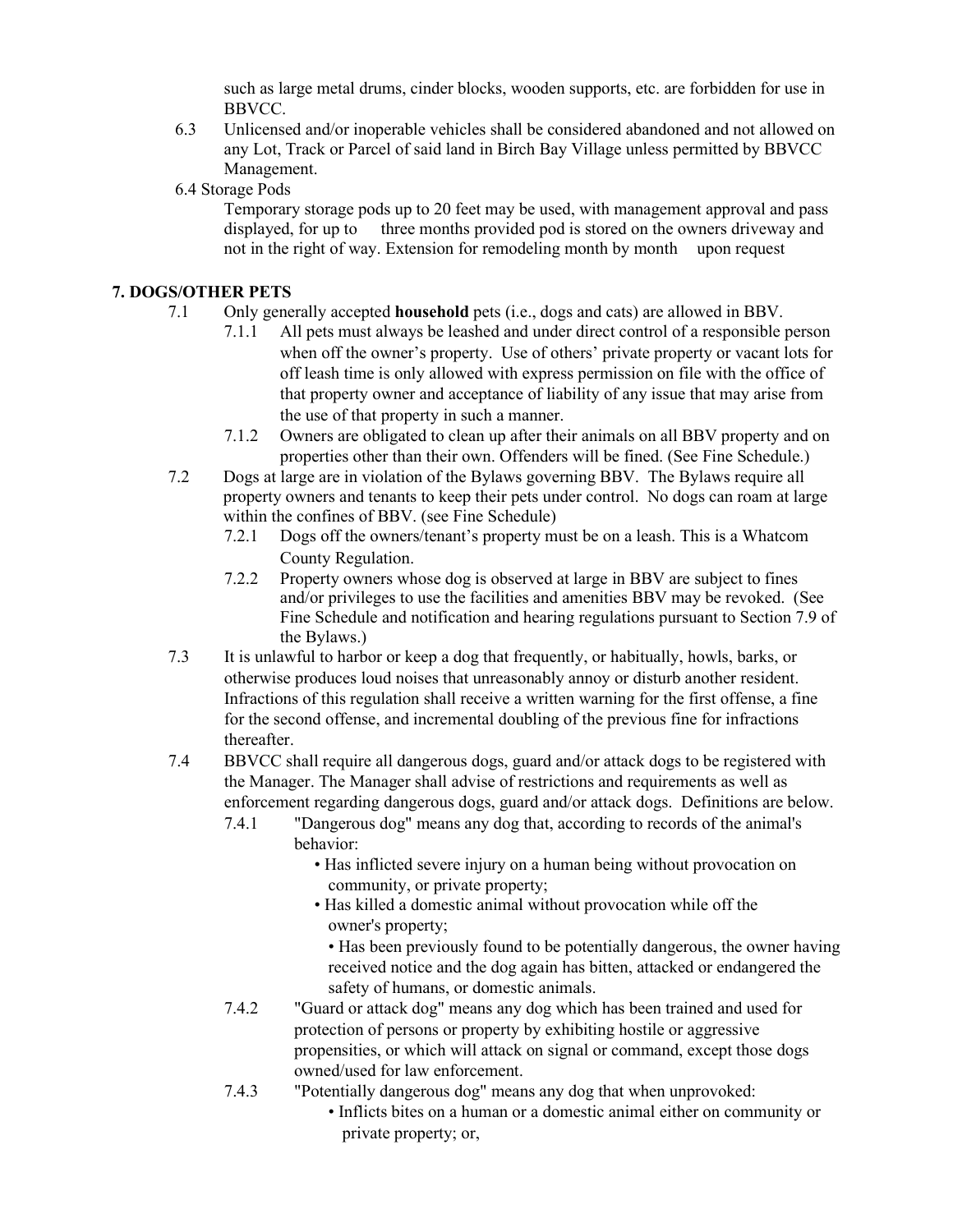such as large metal drums, cinder blocks, wooden supports, etc. are forbidden for use in BBVCC.

6.3 Unlicensed and/or inoperable vehicles shall be considered abandoned and not allowed on any Lot, Track or Parcel of said land in Birch Bay Village unless permitted by BBVCC Management.

6.4 Storage Pods

Temporary storage pods up to 20 feet may be used, with management approval and pass displayed, for up to three months provided pod is stored on the owners driveway and not in the right of way. Extension for remodeling month by month upon request

## 7. DOGS/OTHER PETS

7.1 Only generally accepted **household** pets (i.e., dogs and cats) are allowed in BBV.

7.1.1 All pets must always be leashed and under direct control of a responsible person when off the owner's property. Use of others' private property or vacant lots for off leash time is only allowed with express permission on file with the office of that property owner and acceptance of liability of any issue that may arise from the use of that property in such a manner.

7.1.2 Owners are obligated to clean up after their animals on all BBV property and on properties other than their own. Offenders will be fined. (See Fine Schedule.)

7.2 Dogs at large are in violation of the Bylaws governing BBV. The Bylaws require all property owners and tenants to keep their pets under control. No dogs can roam at large within the confines of BBV. (see Fine Schedule)

7.2.1 Dogs off the owners/tenant's property must be on a leash. This is a Whatcom County Regulation.

7.2.2 Property owners whose dog is observed at large in BBV are subject to fines and/or privileges to use the facilities and amenities BBV may be revoked. (See Fine Schedule and notification and hearing regulations pursuant to Section 7.9 of the Bylaws.)

7.3 It is unlawful to harbor or keep a dog that frequently, or habitually, howls, barks, or otherwise produces loud noises that unreasonably annoy or disturb another resident. Infractions of this regulation shall receive a written warning for the first offense, a fine for the second offense, and incremental doubling of the previous fine for infractions thereafter.

7.4 BBVCC shall require all dangerous dogs, guard and/or attack dogs to be registered with the Manager. The Manager shall advise of restrictions and requirements as well as enforcement regarding dangerous dogs, guard and/or attack dogs. Definitions are below.

7.4.1 "Dangerous dog" means any dog that, according to records of the animal's behavior:

- Has inflicted severe injury on a human being without provocation on community, or private property;
- Has killed a domestic animal without provocation while off the owner's property;
- Has been previously found to be potentially dangerous, the owner having received notice and the dog again has bitten, attacked or endangered the safety of humans, or domestic animals.

7.4.2 "Guard or attack dog" means any dog which has been trained and used for protection of persons or property by exhibiting hostile or aggressive propensities, or which will attack on signal or command, except those dogs owned/used for law enforcement.

7.4.3 "Potentially dangerous dog" means any dog that when unprovoked:

- Inflicts bites on a human or a domestic animal either on community or private property; or,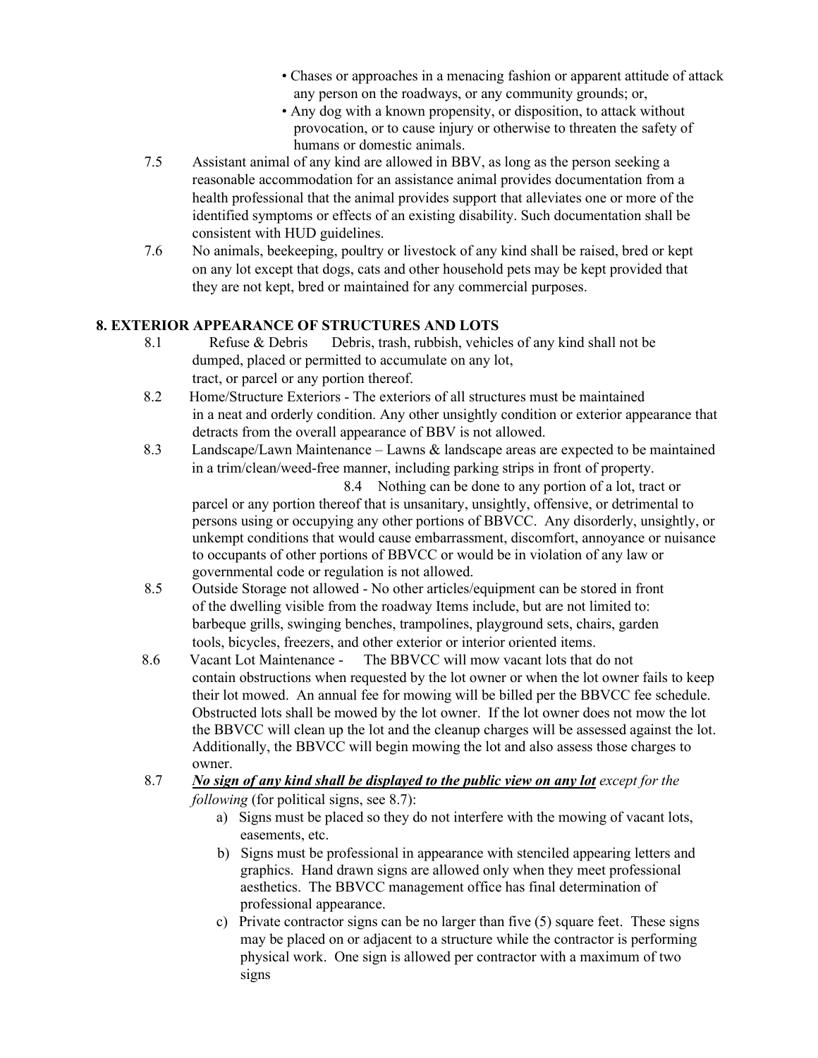- Chases or approaches in a menacing fashion or apparent attitude of attack any person on the roadways, or any community grounds; or,
- Any dog with a known propensity, or disposition, to attack without provocation, or to cause injury or otherwise to threaten the safety of humans or domestic animals.

7.5 Assistant animal of any kind are allowed in BBV, as long as the person seeking a reasonable accommodation for an assistance animal provides documentation from a health professional that the animal provides support that alleviates one or more of the identified symptoms or effects of an existing disability. Such documentation shall be consistent with HUD guidelines.

7.6 No animals, beekeeping, poultry or livestock of any kind shall be raised, bred or kept on any lot except that dogs, cats and other household pets may be kept provided that they are not kept, bred or maintained for any commercial purposes.

## 8. EXTERIOR APPEARANCE OF STRUCTURES AND LOTS

8.1 Refuse & Debris Debris, trash, rubbish, vehicles of any kind shall not be dumped, placed or permitted to accumulate on any lot, tract, or parcel or any portion thereof.

8.2 Home/Structure Exteriors - The exteriors of all structures must be maintained in a neat and orderly condition. Any other unsightly condition or exterior appearance that detracts from the overall appearance of BBV is not allowed.

8.3 Landscape/Lawn Maintenance – Lawns & landscape areas are expected to be maintained in a trim/clean/weed-free manner, including parking strips in front of property.

8.4 Nothing can be done to any portion of a lot, tract or parcel or any portion thereof that is unsanitary, unsightly, offensive, or detrimental to persons using or occupying any other portions of BBVCC. Any disorderly, unsightly, or unkempt conditions that would cause embarrassment, discomfort, annoyance or nuisance to occupants of other portions of BBVCC or would be in violation of any law or governmental code or regulation is not allowed.

8.5 Outside Storage not allowed - No other articles/equipment can be stored in front of the dwelling visible from the roadway Items include, but are not limited to: barbeque grills, swinging benches, trampolines, playground sets, chairs, garden tools, bicycles, freezers, and other exterior or interior oriented items.

8.6 Vacant Lot Maintenance - The BBVCC will mow vacant lots that do not contain obstructions when requested by the lot owner or when the lot owner fails to keep their lot mowed. An annual fee for mowing will be billed per the BBVCC fee schedule. Obstructed lots shall be mowed by the lot owner. If the lot owner does not mow the lot the BBVCC will clean up the lot and the cleanup charges will be assessed against the lot. Additionally, the BBVCC will begin mowing the lot and also assess those charges to owner.

8.7 ***No sign of any kind shall be displayed to the public view on any lot*** *except for the following* (for political signs, see 8.7):

a) Signs must be placed so they do not interfere with the mowing of vacant lots, easements, etc.

b) Signs must be professional in appearance with stenciled appearing letters and graphics. Hand drawn signs are allowed only when they meet professional aesthetics. The BBVCC management office has final determination of professional appearance.

c) Private contractor signs can be no larger than five (5) square feet. These signs may be placed on or adjacent to a structure while the contractor is performing physical work. One sign is allowed per contractor with a maximum of two signs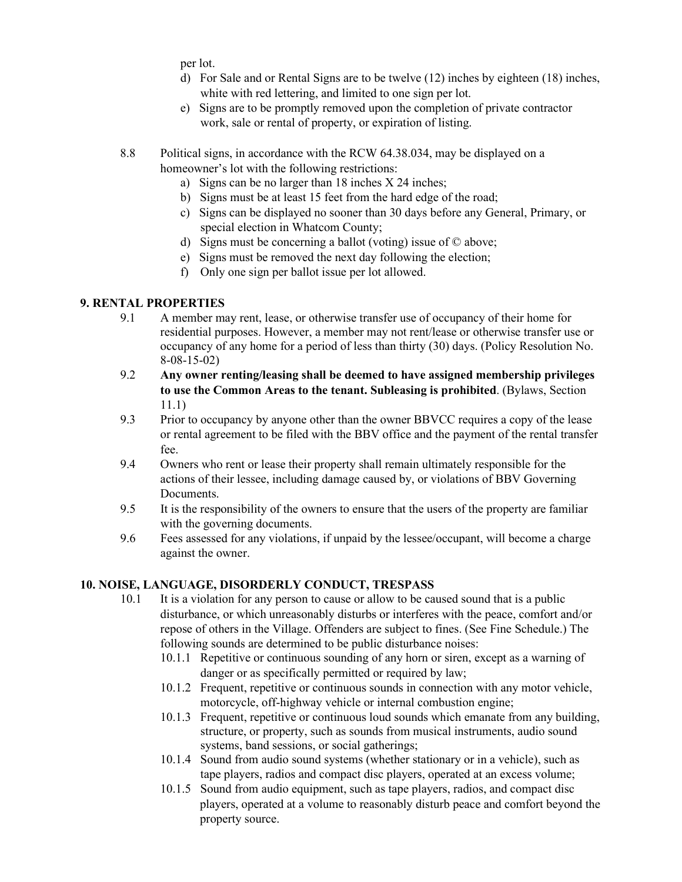per lot.

d) For Sale and or Rental Signs are to be twelve (12) inches by eighteen (18) inches, white with red lettering, and limited to one sign per lot.
e) Signs are to be promptly removed upon the completion of private contractor work, sale or rental of property, or expiration of listing.

8.8 Political signs, in accordance with the RCW 64.38.034, may be displayed on a homeowner's lot with the following restrictions:

a) Signs can be no larger than 18 inches X 24 inches;
b) Signs must be at least 15 feet from the hard edge of the road;
c) Signs can be displayed no sooner than 30 days before any General, Primary, or special election in Whatcom County;
d) Signs must be concerning a ballot (voting) issue of © above;
e) Signs must be removed the next day following the election;
f) Only one sign per ballot issue per lot allowed.

## 9. RENTAL PROPERTIES

9.1 A member may rent, lease, or otherwise transfer use of occupancy of their home for residential purposes. However, a member may not rent/lease or otherwise transfer use or occupancy of any home for a period of less than thirty (30) days. (Policy Resolution No. 8-08-15-02)

9.2 **Any owner renting/leasing shall be deemed to have assigned membership privileges to use the Common Areas to the tenant. Subleasing is prohibited**. (Bylaws, Section 11.1)

9.3 Prior to occupancy by anyone other than the owner BBVCC requires a copy of the lease or rental agreement to be filed with the BBV office and the payment of the rental transfer fee.

9.4 Owners who rent or lease their property shall remain ultimately responsible for the actions of their lessee, including damage caused by, or violations of BBV Governing Documents.

9.5 It is the responsibility of the owners to ensure that the users of the property are familiar with the governing documents.

9.6 Fees assessed for any violations, if unpaid by the lessee/occupant, will become a charge against the owner.

## 10. NOISE, LANGUAGE, DISORDERLY CONDUCT, TRESPASS

10.1 It is a violation for any person to cause or allow to be caused sound that is a public disturbance, or which unreasonably disturbs or interferes with the peace, comfort and/or repose of others in the Village. Offenders are subject to fines. (See Fine Schedule.) The following sounds are determined to be public disturbance noises:

10.1.1 Repetitive or continuous sounding of any horn or siren, except as a warning of danger or as specifically permitted or required by law;

10.1.2 Frequent, repetitive or continuous sounds in connection with any motor vehicle, motorcycle, off-highway vehicle or internal combustion engine;

10.1.3 Frequent, repetitive or continuous loud sounds which emanate from any building, structure, or property, such as sounds from musical instruments, audio sound systems, band sessions, or social gatherings;

10.1.4 Sound from audio sound systems (whether stationary or in a vehicle), such as tape players, radios and compact disc players, operated at an excess volume;

10.1.5 Sound from audio equipment, such as tape players, radios, and compact disc players, operated at a volume to reasonably disturb peace and comfort beyond the property source.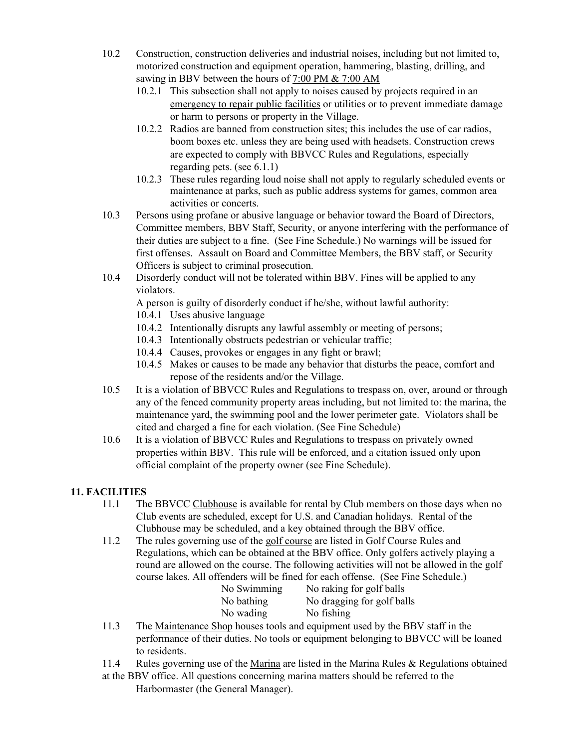10.2 Construction, construction deliveries and industrial noises, including but not limited to, motorized construction and equipment operation, hammering, blasting, drilling, and sawing in BBV between the hours of <u>7:00 PM & 7:00 AM</u>

- 10.2.1 This subsection shall not apply to noises caused by projects required in <u>an emergency to repair public facilities</u> or utilities or to prevent immediate damage or harm to persons or property in the Village.
- 10.2.2 Radios are banned from construction sites; this includes the use of car radios, boom boxes etc. unless they are being used with headsets. Construction crews are expected to comply with BBVCC Rules and Regulations, especially regarding pets. (see 6.1.1)
- 10.2.3 These rules regarding loud noise shall not apply to regularly scheduled events or maintenance at parks, such as public address systems for games, common area activities or concerts.

10.3 Persons using profane or abusive language or behavior toward the Board of Directors, Committee members, BBV Staff, Security, or anyone interfering with the performance of their duties are subject to a fine. (See Fine Schedule.) No warnings will be issued for first offenses. Assault on Board and Committee Members, the BBV staff, or Security Officers is subject to criminal prosecution.

10.4 Disorderly conduct will not be tolerated within BBV. Fines will be applied to any violators.

A person is guilty of disorderly conduct if he/she, without lawful authority:

- 10.4.1 Uses abusive language
- 10.4.2 Intentionally disrupts any lawful assembly or meeting of persons;
- 10.4.3 Intentionally obstructs pedestrian or vehicular traffic;
- 10.4.4 Causes, provokes or engages in any fight or brawl;
- 10.4.5 Makes or causes to be made any behavior that disturbs the peace, comfort and repose of the residents and/or the Village.

10.5 It is a violation of BBVCC Rules and Regulations to trespass on, over, around or through any of the fenced community property areas including, but not limited to: the marina, the maintenance yard, the swimming pool and the lower perimeter gate. Violators shall be cited and charged a fine for each violation. (See Fine Schedule)

10.6 It is a violation of BBVCC Rules and Regulations to trespass on privately owned properties within BBV. This rule will be enforced, and a citation issued only upon official complaint of the property owner (see Fine Schedule).

## 11. FACILITIES

11.1 The BBVCC <u>Clubhouse</u> is available for rental by Club members on those days when no Club events are scheduled, except for U.S. and Canadian holidays. Rental of the Clubhouse may be scheduled, and a key obtained through the BBV office.

11.2 The rules governing use of the <u>golf course</u> are listed in Golf Course Rules and Regulations, which can be obtained at the BBV office. Only golfers actively playing a round are allowed on the course. The following activities will not be allowed in the golf course lakes. All offenders will be fined for each offense. (See Fine Schedule.)

| | |
|---|---|
| No Swimming | No raking for golf balls |
| No bathing | No dragging for golf balls |
| No wading | No fishing |

11.3 The <u>Maintenance Shop</u> houses tools and equipment used by the BBV staff in the performance of their duties. No tools or equipment belonging to BBVCC will be loaned to residents.

11.4 Rules governing use of the <u>Marina</u> are listed in the Marina Rules & Regulations obtained at the BBV office. All questions concerning marina matters should be referred to the Harbormaster (the General Manager).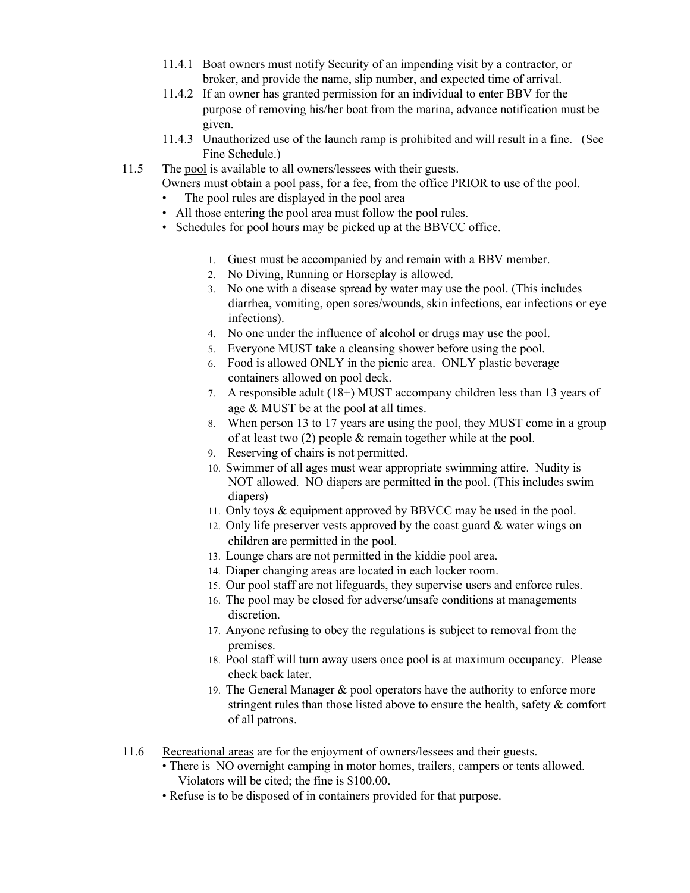- 11.4.1 Boat owners must notify Security of an impending visit by a contractor, or broker, and provide the name, slip number, and expected time of arrival.
- 11.4.2 If an owner has granted permission for an individual to enter BBV for the purpose of removing his/her boat from the marina, advance notification must be given.
- 11.4.3 Unauthorized use of the launch ramp is prohibited and will result in a fine. (See Fine Schedule.)

11.5 The <u>pool</u> is available to all owners/lessees with their guests.
Owners must obtain a pool pass, for a fee, from the office PRIOR to use of the pool.

- The pool rules are displayed in the pool area
- All those entering the pool area must follow the pool rules.
- Schedules for pool hours may be picked up at the BBVCC office.

1. Guest must be accompanied by and remain with a BBV member.
2. No Diving, Running or Horseplay is allowed.
3. No one with a disease spread by water may use the pool. (This includes diarrhea, vomiting, open sores/wounds, skin infections, ear infections or eye infections).
4. No one under the influence of alcohol or drugs may use the pool.
5. Everyone MUST take a cleansing shower before using the pool.
6. Food is allowed ONLY in the picnic area. ONLY plastic beverage containers allowed on pool deck.
7. A responsible adult (18+) MUST accompany children less than 13 years of age & MUST be at the pool at all times.
8. When person 13 to 17 years are using the pool, they MUST come in a group of at least two (2) people & remain together while at the pool.
9. Reserving of chairs is not permitted.
10. Swimmer of all ages must wear appropriate swimming attire. Nudity is NOT allowed. NO diapers are permitted in the pool. (This includes swim diapers)
11. Only toys & equipment approved by BBVCC may be used in the pool.
12. Only life preserver vests approved by the coast guard & water wings on children are permitted in the pool.
13. Lounge chars are not permitted in the kiddie pool area.
14. Diaper changing areas are located in each locker room.
15. Our pool staff are not lifeguards, they supervise users and enforce rules.
16. The pool may be closed for adverse/unsafe conditions at managements discretion.
17. Anyone refusing to obey the regulations is subject to removal from the premises.
18. Pool staff will turn away users once pool is at maximum occupancy. Please check back later.
19. The General Manager & pool operators have the authority to enforce more stringent rules than those listed above to ensure the health, safety & comfort of all patrons.

11.6 <u>Recreational areas</u> are for the enjoyment of owners/lessees and their guests.

- There is <u>NO</u> overnight camping in motor homes, trailers, campers or tents allowed. Violators will be cited; the fine is $100.00.
- Refuse is to be disposed of in containers provided for that purpose.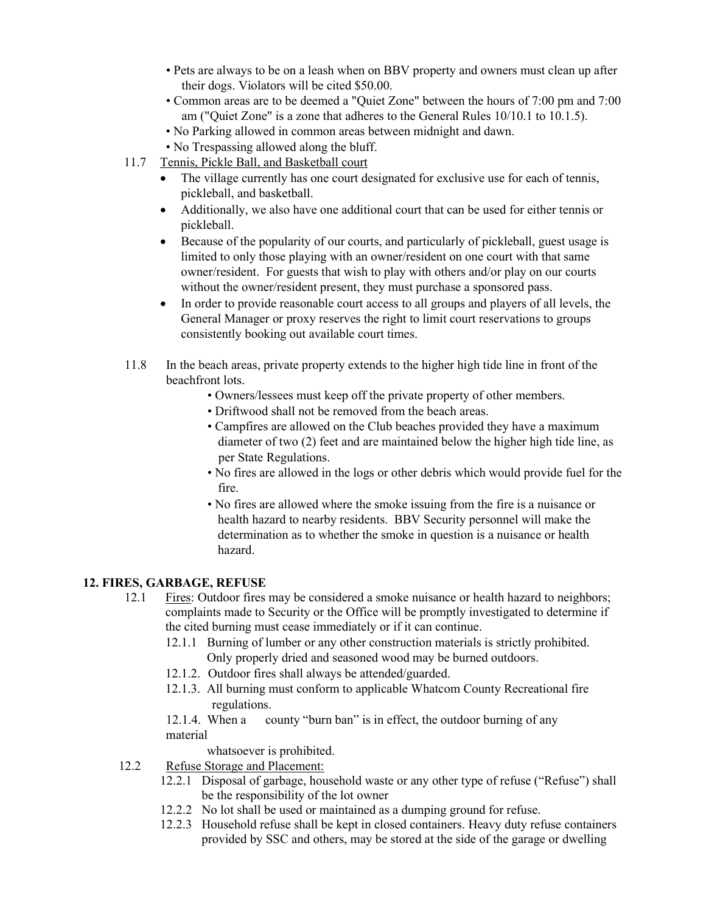- Pets are always to be on a leash when on BBV property and owners must clean up after their dogs. Violators will be cited $50.00.
- Common areas are to be deemed a "Quiet Zone" between the hours of 7:00 pm and 7:00 am ("Quiet Zone" is a zone that adheres to the General Rules 10/10.1 to 10.1.5).
- No Parking allowed in common areas between midnight and dawn.
- No Trespassing allowed along the bluff.

11.7 Tennis, Pickle Ball, and Basketball court

- The village currently has one court designated for exclusive use for each of tennis, pickleball, and basketball.
- Additionally, we also have one additional court that can be used for either tennis or pickleball.
- Because of the popularity of our courts, and particularly of pickleball, guest usage is limited to only those playing with an owner/resident on one court with that same owner/resident. For guests that wish to play with others and/or play on our courts without the owner/resident present, they must purchase a sponsored pass.
- In order to provide reasonable court access to all groups and players of all levels, the General Manager or proxy reserves the right to limit court reservations to groups consistently booking out available court times.

11.8 In the beach areas, private property extends to the higher high tide line in front of the beachfront lots.

- Owners/lessees must keep off the private property of other members.
- Driftwood shall not be removed from the beach areas.
- Campfires are allowed on the Club beaches provided they have a maximum diameter of two (2) feet and are maintained below the higher high tide line, as per State Regulations.
- No fires are allowed in the logs or other debris which would provide fuel for the fire.
- No fires are allowed where the smoke issuing from the fire is a nuisance or health hazard to nearby residents. BBV Security personnel will make the determination as to whether the smoke in question is a nuisance or health hazard.

## 12. FIRES, GARBAGE, REFUSE

12.1 Fires: Outdoor fires may be considered a smoke nuisance or health hazard to neighbors; complaints made to Security or the Office will be promptly investigated to determine if the cited burning must cease immediately or if it can continue.

12.1.1 Burning of lumber or any other construction materials is strictly prohibited. Only properly dried and seasoned wood may be burned outdoors.

12.1.2. Outdoor fires shall always be attended/guarded.

12.1.3. All burning must conform to applicable Whatcom County Recreational fire regulations.

12.1.4. When a county "burn ban" is in effect, the outdoor burning of any material whatsoever is prohibited.

12.2 Refuse Storage and Placement:

12.2.1 Disposal of garbage, household waste or any other type of refuse ("Refuse") shall be the responsibility of the lot owner

12.2.2 No lot shall be used or maintained as a dumping ground for refuse.

12.2.3 Household refuse shall be kept in closed containers. Heavy duty refuse containers provided by SSC and others, may be stored at the side of the garage or dwelling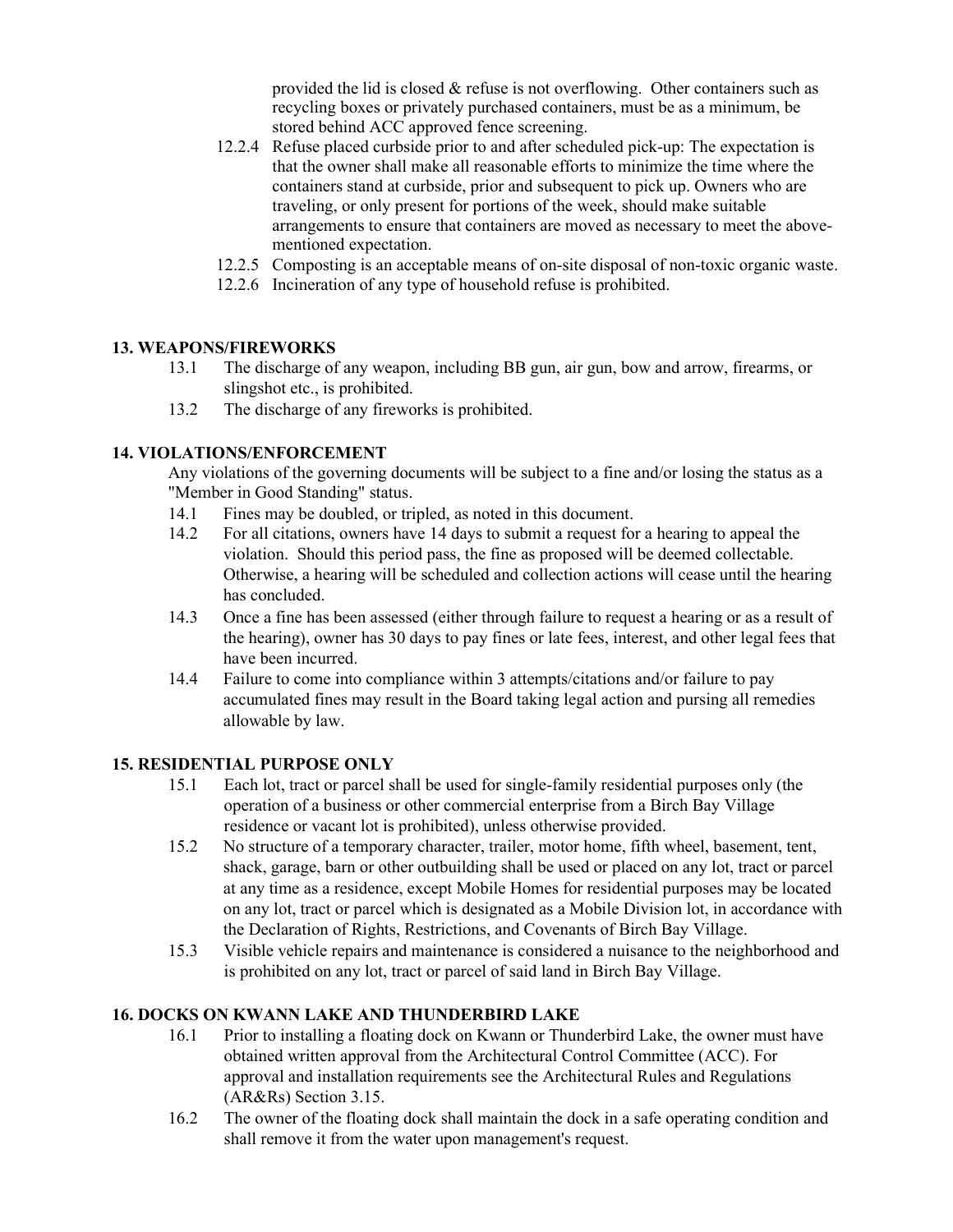provided the lid is closed & refuse is not overflowing. Other containers such as recycling boxes or privately purchased containers, must be as a minimum, be stored behind ACC approved fence screening.

12.2.4 Refuse placed curbside prior to and after scheduled pick-up: The expectation is that the owner shall make all reasonable efforts to minimize the time where the containers stand at curbside, prior and subsequent to pick up. Owners who are traveling, or only present for portions of the week, should make suitable arrangements to ensure that containers are moved as necessary to meet the above-mentioned expectation.

12.2.5 Composting is an acceptable means of on-site disposal of non-toxic organic waste.

12.2.6 Incineration of any type of household refuse is prohibited.

## 13. WEAPONS/FIREWORKS

13.1 The discharge of any weapon, including BB gun, air gun, bow and arrow, firearms, or slingshot etc., is prohibited.

13.2 The discharge of any fireworks is prohibited.

## 14. VIOLATIONS/ENFORCEMENT

Any violations of the governing documents will be subject to a fine and/or losing the status as a "Member in Good Standing" status.

14.1 Fines may be doubled, or tripled, as noted in this document.

14.2 For all citations, owners have 14 days to submit a request for a hearing to appeal the violation. Should this period pass, the fine as proposed will be deemed collectable. Otherwise, a hearing will be scheduled and collection actions will cease until the hearing has concluded.

14.3 Once a fine has been assessed (either through failure to request a hearing or as a result of the hearing), owner has 30 days to pay fines or late fees, interest, and other legal fees that have been incurred.

14.4 Failure to come into compliance within 3 attempts/citations and/or failure to pay accumulated fines may result in the Board taking legal action and pursing all remedies allowable by law.

## 15. RESIDENTIAL PURPOSE ONLY

15.1 Each lot, tract or parcel shall be used for single-family residential purposes only (the operation of a business or other commercial enterprise from a Birch Bay Village residence or vacant lot is prohibited), unless otherwise provided.

15.2 No structure of a temporary character, trailer, motor home, fifth wheel, basement, tent, shack, garage, barn or other outbuilding shall be used or placed on any lot, tract or parcel at any time as a residence, except Mobile Homes for residential purposes may be located on any lot, tract or parcel which is designated as a Mobile Division lot, in accordance with the Declaration of Rights, Restrictions, and Covenants of Birch Bay Village.

15.3 Visible vehicle repairs and maintenance is considered a nuisance to the neighborhood and is prohibited on any lot, tract or parcel of said land in Birch Bay Village.

## 16. DOCKS ON KWANN LAKE AND THUNDERBIRD LAKE

16.1 Prior to installing a floating dock on Kwann or Thunderbird Lake, the owner must have obtained written approval from the Architectural Control Committee (ACC). For approval and installation requirements see the Architectural Rules and Regulations (AR&Rs) Section 3.15.

16.2 The owner of the floating dock shall maintain the dock in a safe operating condition and shall remove it from the water upon management's request.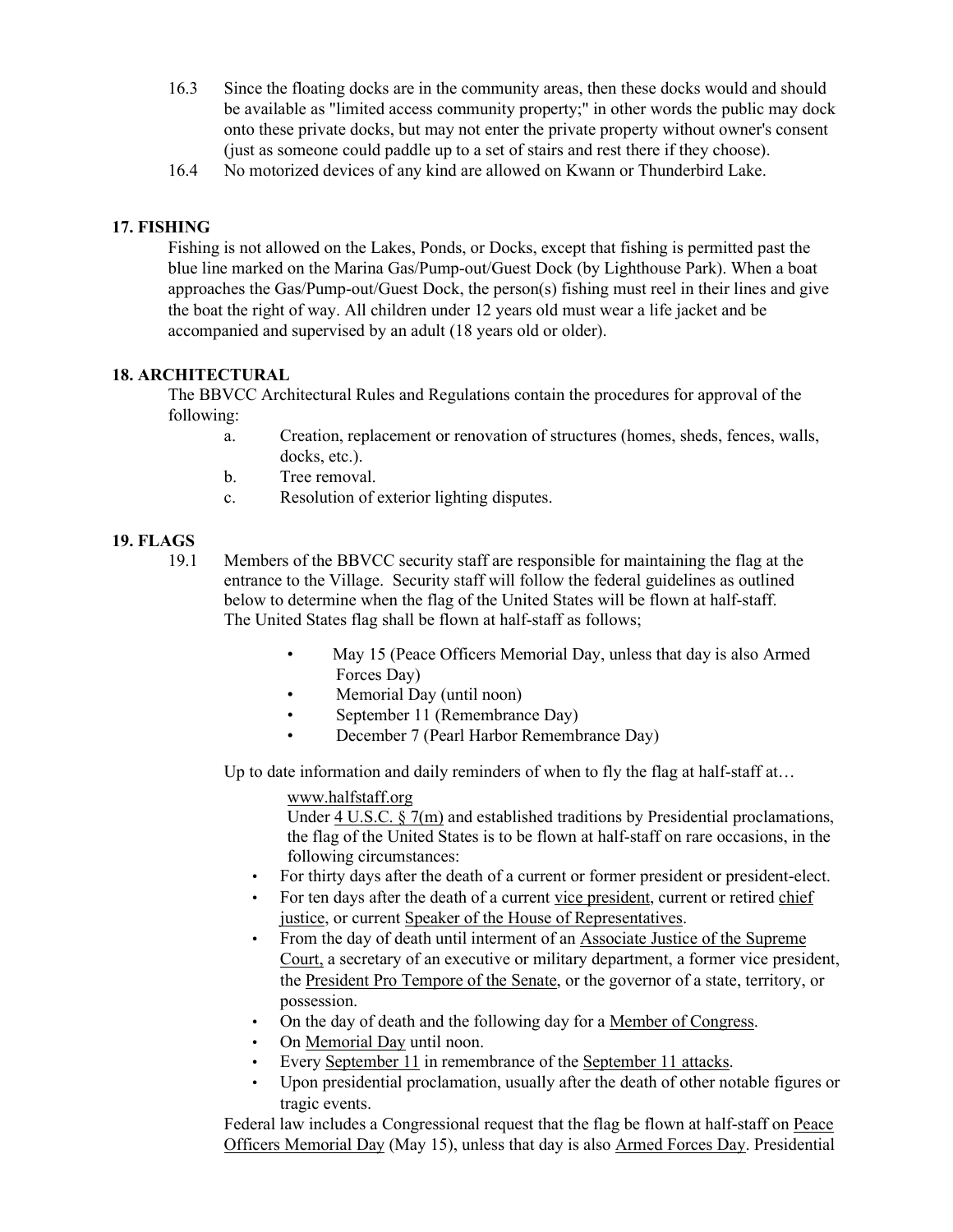16.3 Since the floating docks are in the community areas, then these docks would and should be available as "limited access community property;" in other words the public may dock onto these private docks, but may not enter the private property without owner's consent (just as someone could paddle up to a set of stairs and rest there if they choose).

16.4 No motorized devices of any kind are allowed on Kwann or Thunderbird Lake.

## 17. FISHING

Fishing is not allowed on the Lakes, Ponds, or Docks, except that fishing is permitted past the blue line marked on the Marina Gas/Pump-out/Guest Dock (by Lighthouse Park). When a boat approaches the Gas/Pump-out/Guest Dock, the person(s) fishing must reel in their lines and give the boat the right of way. All children under 12 years old must wear a life jacket and be accompanied and supervised by an adult (18 years old or older).

## 18. ARCHITECTURAL

The BBVCC Architectural Rules and Regulations contain the procedures for approval of the following:

a. Creation, replacement or renovation of structures (homes, sheds, fences, walls, docks, etc.).

b. Tree removal.

c. Resolution of exterior lighting disputes.

## 19. FLAGS

19.1 Members of the BBVCC security staff are responsible for maintaining the flag at the entrance to the Village. Security staff will follow the federal guidelines as outlined below to determine when the flag of the United States will be flown at half-staff. The United States flag shall be flown at half-staff as follows;

- May 15 (Peace Officers Memorial Day, unless that day is also Armed Forces Day)
- Memorial Day (until noon)
- September 11 (Remembrance Day)
- December 7 (Pearl Harbor Remembrance Day)

Up to date information and daily reminders of when to fly the flag at half-staff at…

www.halfstaff.org

Under 4 U.S.C. § 7(m) and established traditions by Presidential proclamations, the flag of the United States is to be flown at half-staff on rare occasions, in the following circumstances:

- For thirty days after the death of a current or former president or president-elect.
- For ten days after the death of a current vice president, current or retired chief justice, or current Speaker of the House of Representatives.
- From the day of death until interment of an Associate Justice of the Supreme Court, a secretary of an executive or military department, a former vice president, the President Pro Tempore of the Senate, or the governor of a state, territory, or possession.
- On the day of death and the following day for a Member of Congress.
- On Memorial Day until noon.
- Every September 11 in remembrance of the September 11 attacks.
- Upon presidential proclamation, usually after the death of other notable figures or tragic events.

Federal law includes a Congressional request that the flag be flown at half-staff on Peace Officers Memorial Day (May 15), unless that day is also Armed Forces Day. Presidential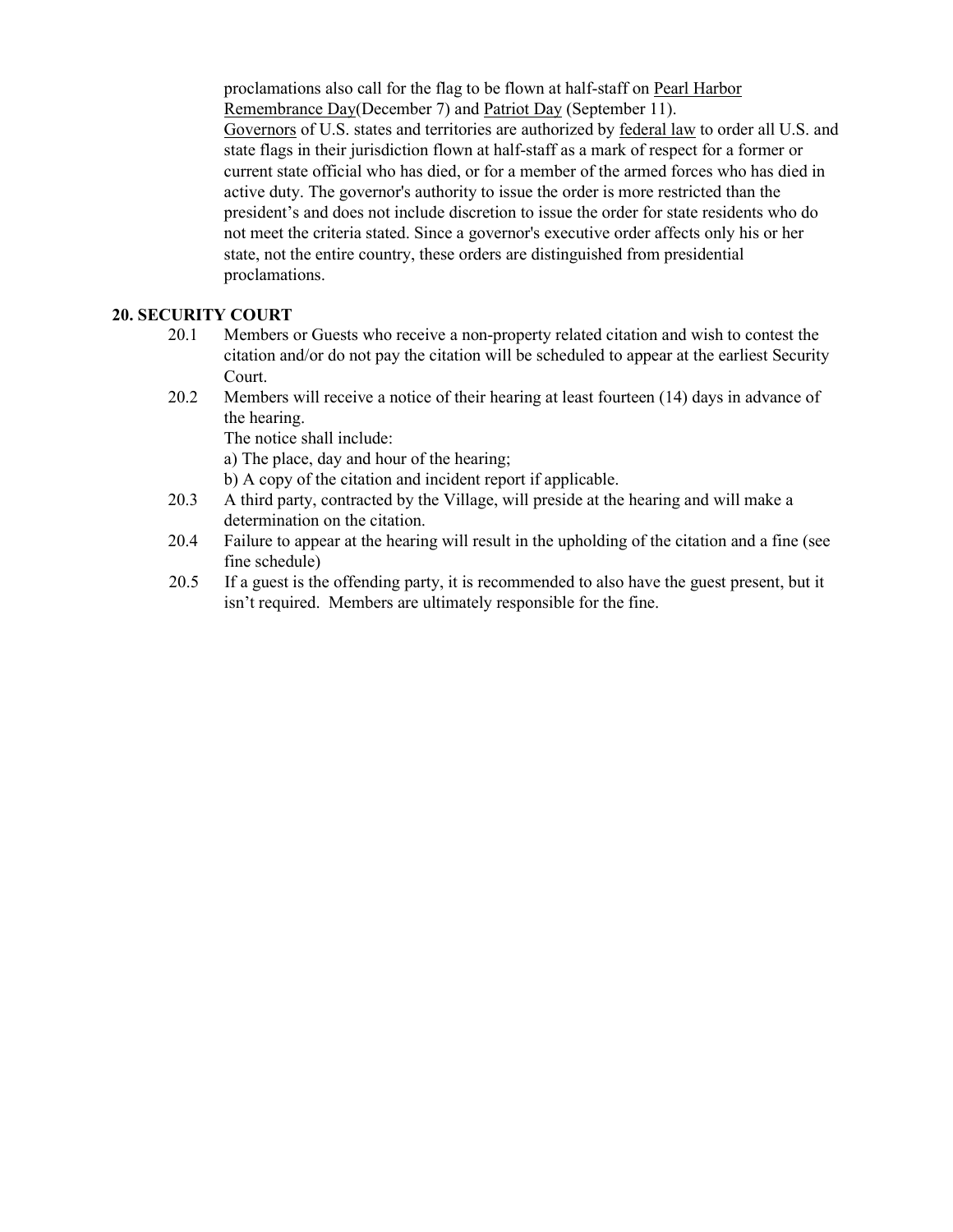proclamations also call for the flag to be flown at half-staff on Pearl Harbor Remembrance Day(December 7) and Patriot Day (September 11).
Governors of U.S. states and territories are authorized by federal law to order all U.S. and state flags in their jurisdiction flown at half-staff as a mark of respect for a former or current state official who has died, or for a member of the armed forces who has died in active duty. The governor's authority to issue the order is more restricted than the president's and does not include discretion to issue the order for state residents who do not meet the criteria stated. Since a governor's executive order affects only his or her state, not the entire country, these orders are distinguished from presidential proclamations.

## 20. SECURITY COURT

20.1 Members or Guests who receive a non-property related citation and wish to contest the citation and/or do not pay the citation will be scheduled to appear at the earliest Security Court.

20.2 Members will receive a notice of their hearing at least fourteen (14) days in advance of the hearing.
The notice shall include:
a) The place, day and hour of the hearing;
b) A copy of the citation and incident report if applicable.

20.3 A third party, contracted by the Village, will preside at the hearing and will make a determination on the citation.

20.4 Failure to appear at the hearing will result in the upholding of the citation and a fine (see fine schedule)

20.5 If a guest is the offending party, it is recommended to also have the guest present, but it isn't required. Members are ultimately responsible for the fine.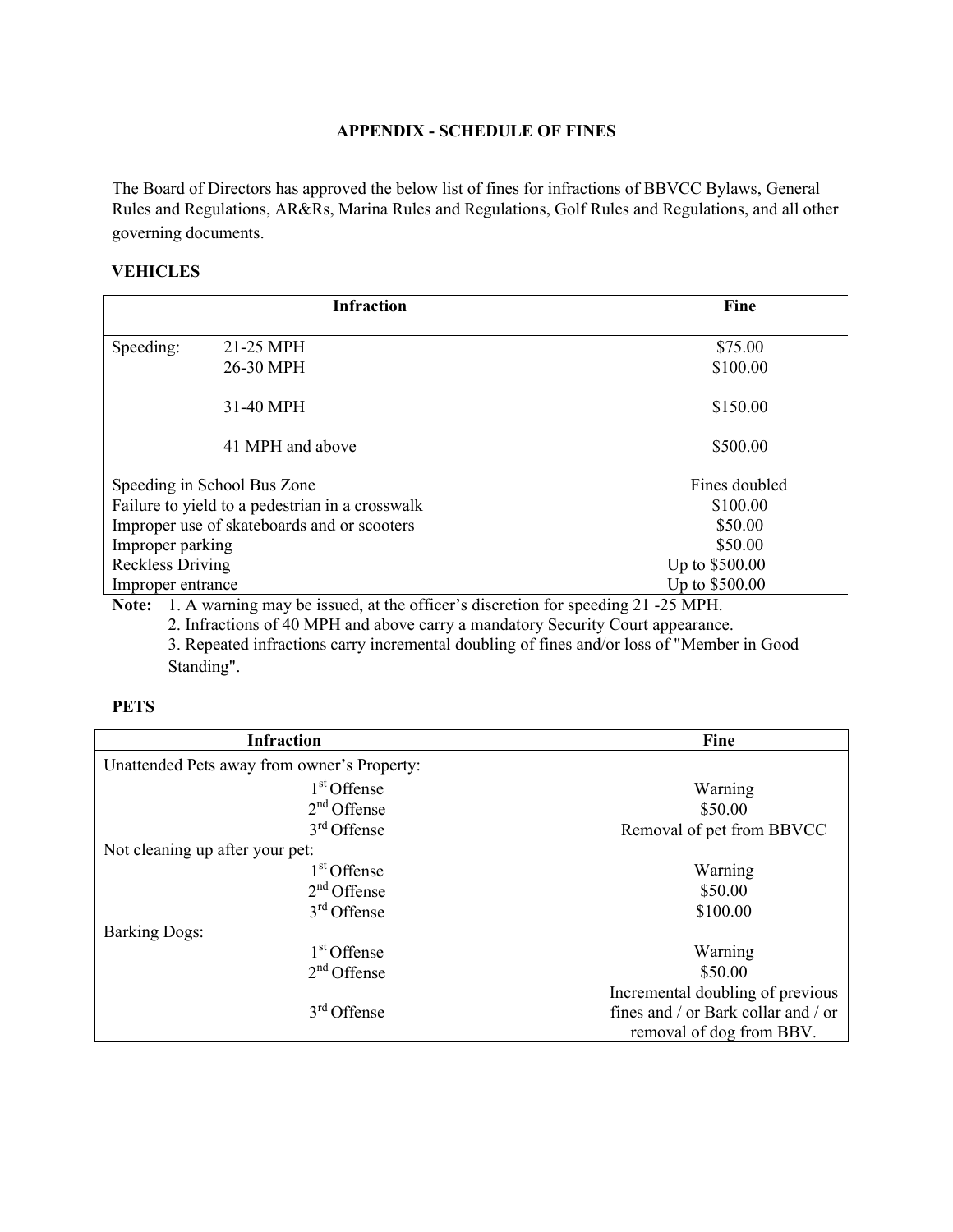# APPENDIX - SCHEDULE OF FINES

The Board of Directors has approved the below list of fines for infractions of BBVCC Bylaws, General Rules and Regulations, AR&Rs, Marina Rules and Regulations, Golf Rules and Regulations, and all other governing documents.

## VEHICLES

| Infraction | | Fine |
|---|---|---|
| Speeding: | 21-25 MPH | $75.00 |
| | 26-30 MPH | $100.00 |
| | 31-40 MPH | $150.00 |
| | 41 MPH and above | $500.00 |
| Speeding in School Bus Zone | | Fines doubled |
| Failure to yield to a pedestrian in a crosswalk | | $100.00 |
| Improper use of skateboards and or scooters | | $50.00 |
| Improper parking | | $50.00 |
| Reckless Driving | | Up to $500.00 |
| Improper entrance | | Up to $500.00 |

**Note:**
1. A warning may be issued, at the officer's discretion for speeding 21 -25 MPH.
2. Infractions of 40 MPH and above carry a mandatory Security Court appearance.
3. Repeated infractions carry incremental doubling of fines and/or loss of "Member in Good Standing".

## PETS

| Infraction | Fine |
|---|---|
| Unattended Pets away from owner's Property: | |
| 1st Offense | Warning |
| 2nd Offense | $50.00 |
| 3rd Offense | Removal of pet from BBVCC |
| Not cleaning up after your pet: | |
| 1st Offense | Warning |
| 2nd Offense | $50.00 |
| 3rd Offense | $100.00 |
| Barking Dogs: | |
| 1st Offense | Warning |
| 2nd Offense | $50.00 |
| 3rd Offense | Incremental doubling of previous fines and / or Bark collar and / or removal of dog from BBV. |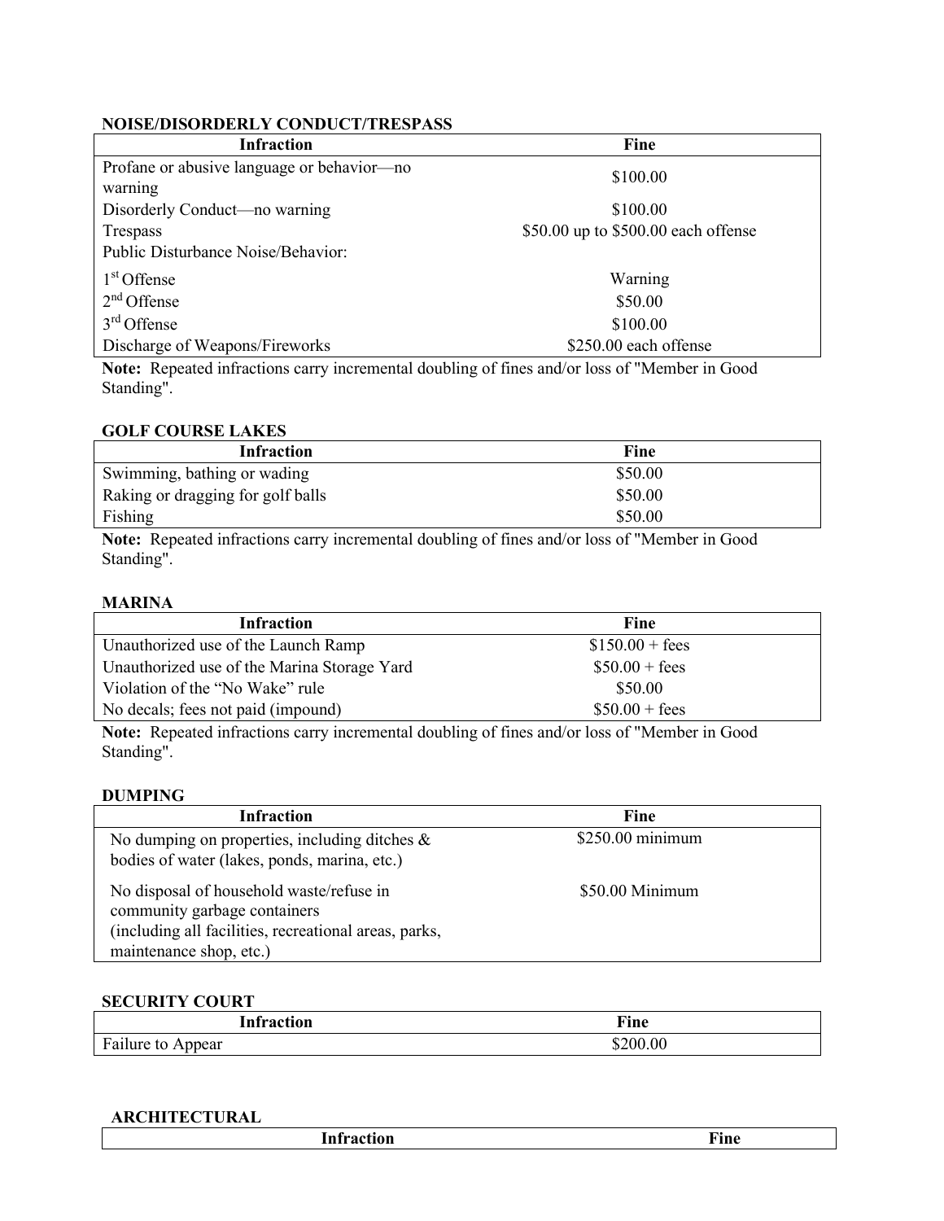**NOISE/DISORDERLY CONDUCT/TRESPASS**

| Infraction | Fine |
|---|---|
| Profane or abusive language or behavior—no warning | $100.00 |
| Disorderly Conduct—no warning | $100.00 |
| Trespass | $50.00 up to $500.00 each offense |
| Public Disturbance Noise/Behavior: | |
| 1st Offense | Warning |
| 2nd Offense | $50.00 |
| 3rd Offense | $100.00 |
| Discharge of Weapons/Fireworks | $250.00 each offense |

**Note:** Repeated infractions carry incremental doubling of fines and/or loss of "Member in Good Standing".

**GOLF COURSE LAKES**

| Infraction | Fine |
|---|---|
| Swimming, bathing or wading | $50.00 |
| Raking or dragging for golf balls | $50.00 |
| Fishing | $50.00 |

**Note:** Repeated infractions carry incremental doubling of fines and/or loss of "Member in Good Standing".

**MARINA**

| Infraction | Fine |
|---|---|
| Unauthorized use of the Launch Ramp | $150.00 + fees |
| Unauthorized use of the Marina Storage Yard | $50.00 + fees |
| Violation of the "No Wake" rule | $50.00 |
| No decals; fees not paid (impound) | $50.00 + fees |

**Note:** Repeated infractions carry incremental doubling of fines and/or loss of "Member in Good Standing".

**DUMPING**

| Infraction | Fine |
|---|---|
| No dumping on properties, including ditches & bodies of water (lakes, ponds, marina, etc.) | $250.00 minimum |
| No disposal of household waste/refuse in community garbage containers (including all facilities, recreational areas, parks, maintenance shop, etc.) | $50.00 Minimum |

**SECURITY COURT**

| Infraction | Fine |
|---|---|
| Failure to Appear | $200.00 |

**ARCHITECTURAL**

| Infraction | Fine |
|---|---|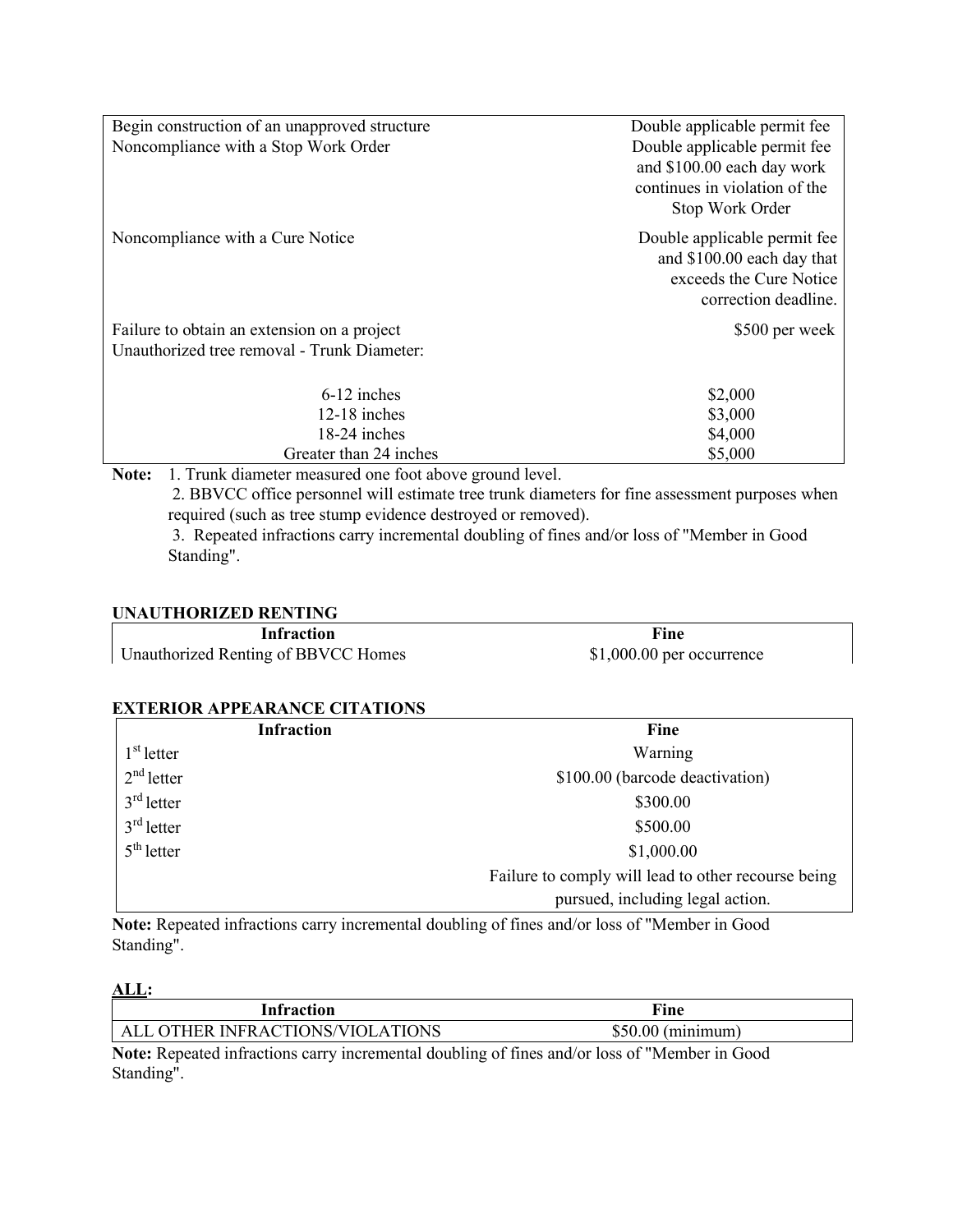| | |
|---|---|
| Begin construction of an unapproved structure | Double applicable permit fee |
| Noncompliance with a Stop Work Order | Double applicable permit fee and $100.00 each day work continues in violation of the Stop Work Order |
| Noncompliance with a Cure Notice | Double applicable permit fee and $100.00 each day that exceeds the Cure Notice correction deadline. |
| Failure to obtain an extension on a project | $500 per week |
| Unauthorized tree removal - Trunk Diameter: | |
| 6-12 inches | $2,000 |
| 12-18 inches | $3,000 |
| 18-24 inches | $4,000 |
| Greater than 24 inches | $5,000 |

**Note:** 1. Trunk diameter measured one foot above ground level.
2. BBVCC office personnel will estimate tree trunk diameters for fine assessment purposes when required (such as tree stump evidence destroyed or removed).
3. Repeated infractions carry incremental doubling of fines and/or loss of "Member in Good Standing".

**UNAUTHORIZED RENTING**

| Infraction | Fine |
|---|---|
| Unauthorized Renting of BBVCC Homes | $1,000.00 per occurrence |

**EXTERIOR APPEARANCE CITATIONS**

| Infraction | Fine |
|---|---|
| 1st letter | Warning |
| 2nd letter | $100.00 (barcode deactivation) |
| 3rd letter | $300.00 |
| 3rd letter | $500.00 |
| 5th letter | $1,000.00 |
| | Failure to comply will lead to other recourse being pursued, including legal action. |

**Note:** Repeated infractions carry incremental doubling of fines and/or loss of "Member in Good Standing".

**ALL:**

| Infraction | Fine |
|---|---|
| ALL OTHER INFRACTIONS/VIOLATIONS | $50.00 (minimum) |

**Note:** Repeated infractions carry incremental doubling of fines and/or loss of "Member in Good Standing".